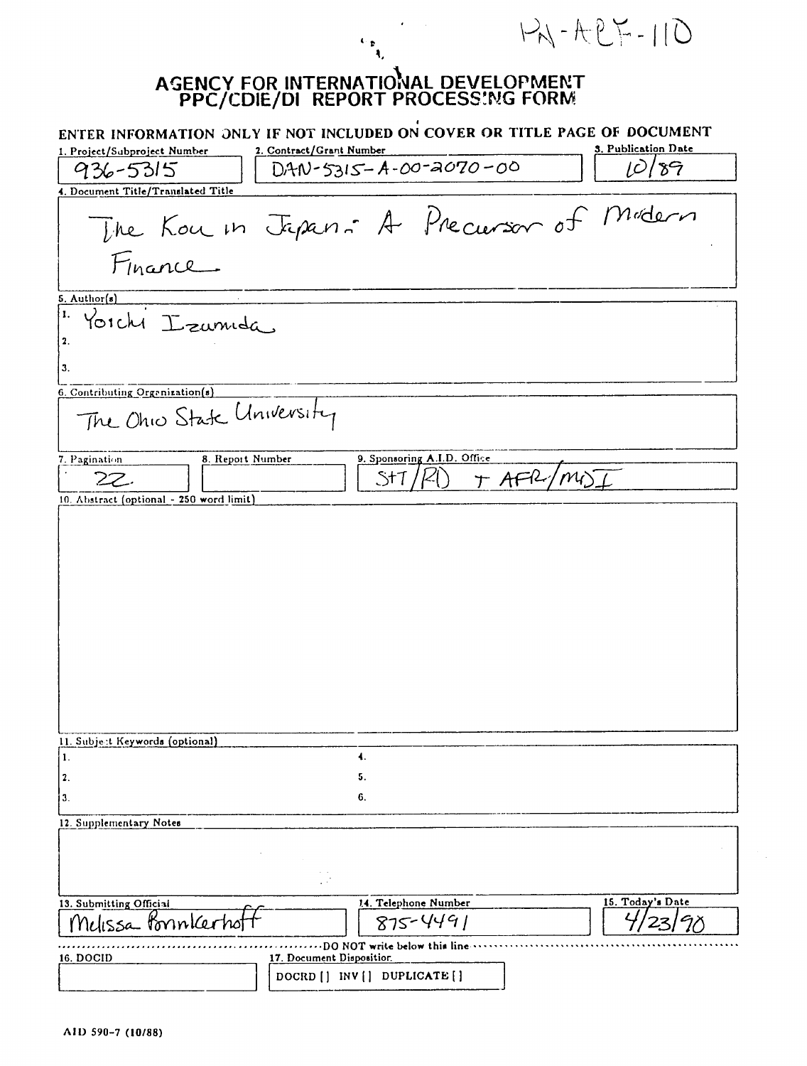PN-ABF-110

# AGENCY FOR INTERNATIONAL DEVELOPMENT
## PPC/CDIE/DI REPORT PROCESSING FORM

**ENTER INFORMATION ONLY IF NOT INCLUDED ON COVER OR TITLE PAGE OF DOCUMENT**

| 1. Project/Subproject Number | 2. Contract/Grant Number | 3. Publication Date |
|---|---|---|
| 936-5315 | DAN-5315-A-00-2070-00 | 10/89 |

**4. Document Title/Translated Title**

The Kou in Japan: A Precursor of Modern Finance

**5. Author(s)**

1. Yoichi Izumida
2.
3.

**6. Contributing Organization(s)**

The Ohio State University

| 7. Pagination | 8. Report Number | 9. Sponsoring A.I.D. Office |
|---|---|---|
| 22 | | S&T/RD + AFR/MDI |

**10. Abstract (optional - 250 word limit)**

**11. Subject Keywords (optional)**

| | |
|---|---|
| 1. | 4. |
| 2. | 5. |
| 3. | 6. |

**12. Supplementary Notes**

| 13. Submitting Official | 14. Telephone Number | 15. Today's Date |
|---|---|---|
| Melissa Brinkerhoff | 875-4491 | 4/23/90 |

DO NOT write below this line

| 16. DOCID | 17. Document Disposition |
|---|---|
| | DOCRD [ ] INV [ ] DUPLICATE [ ] |

AID 590-7 (10/88)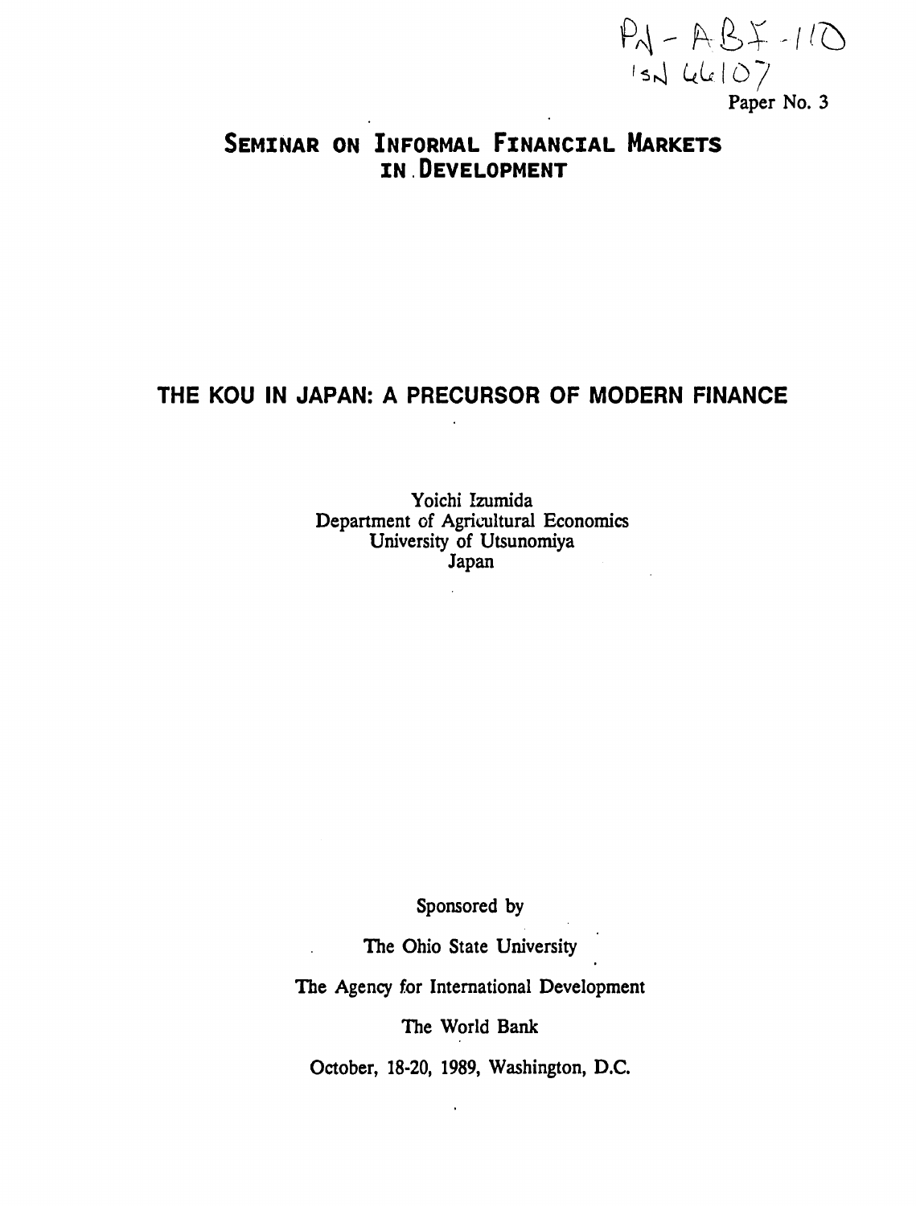PN - ABJ - 110
ISN 66107

Paper No. 3

# SEMINAR ON INFORMAL FINANCIAL MARKETS IN DEVELOPMENT

# THE KOU IN JAPAN: A PRECURSOR OF MODERN FINANCE

Yoichi Izumida
Department of Agricultural Economics
University of Utsunomiya
Japan

Sponsored by

The Ohio State University

The Agency for International Development

The World Bank

October, 18-20, 1989, Washington, D.C.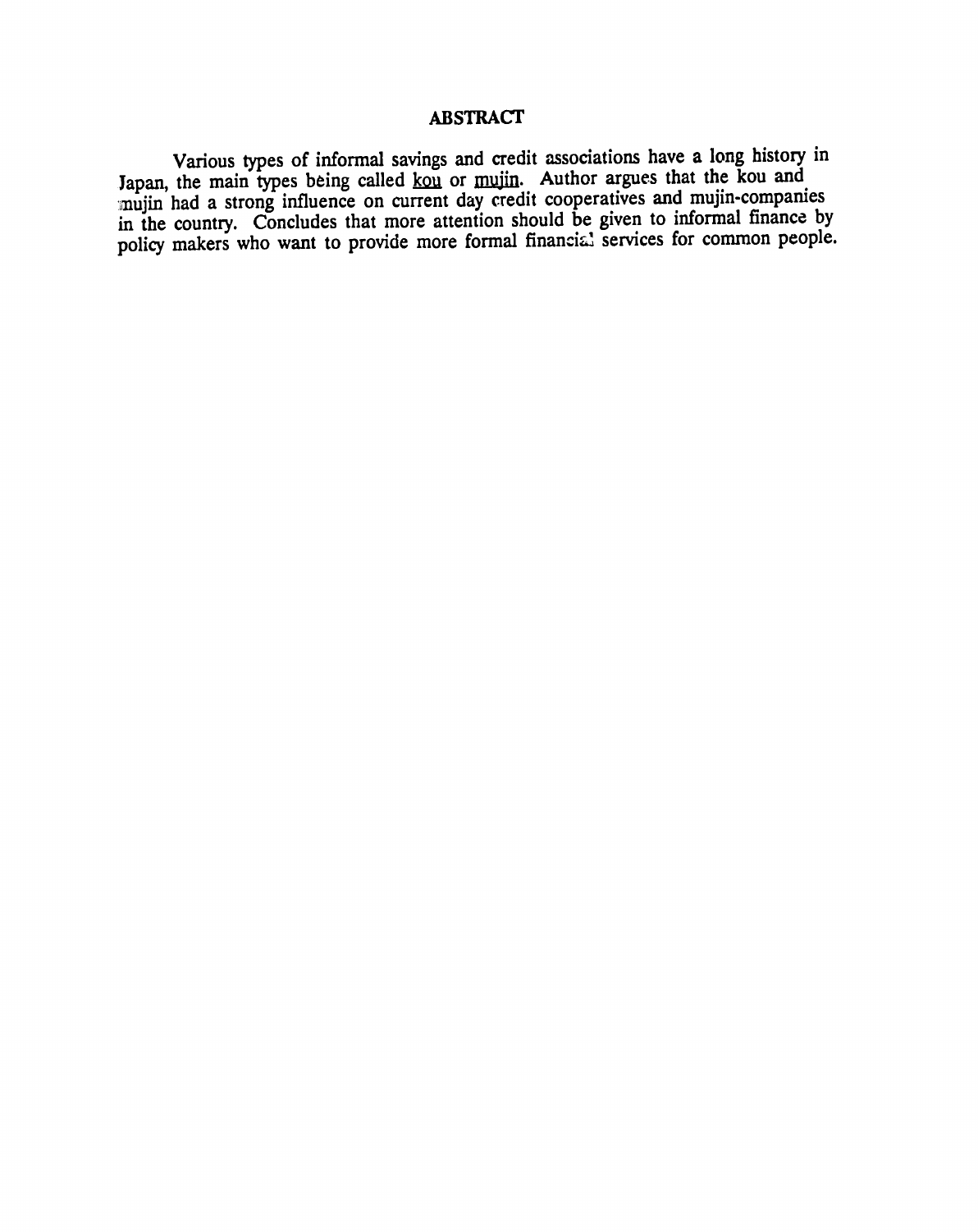## ABSTRACT

Various types of informal savings and credit associations have a long history in Japan, the main types being called kou or mujin. Author argues that the kou and mujin had a strong influence on current day credit cooperatives and mujin-companies in the country. Concludes that more attention should be given to informal finance by policy makers who want to provide more formal financial services for common people.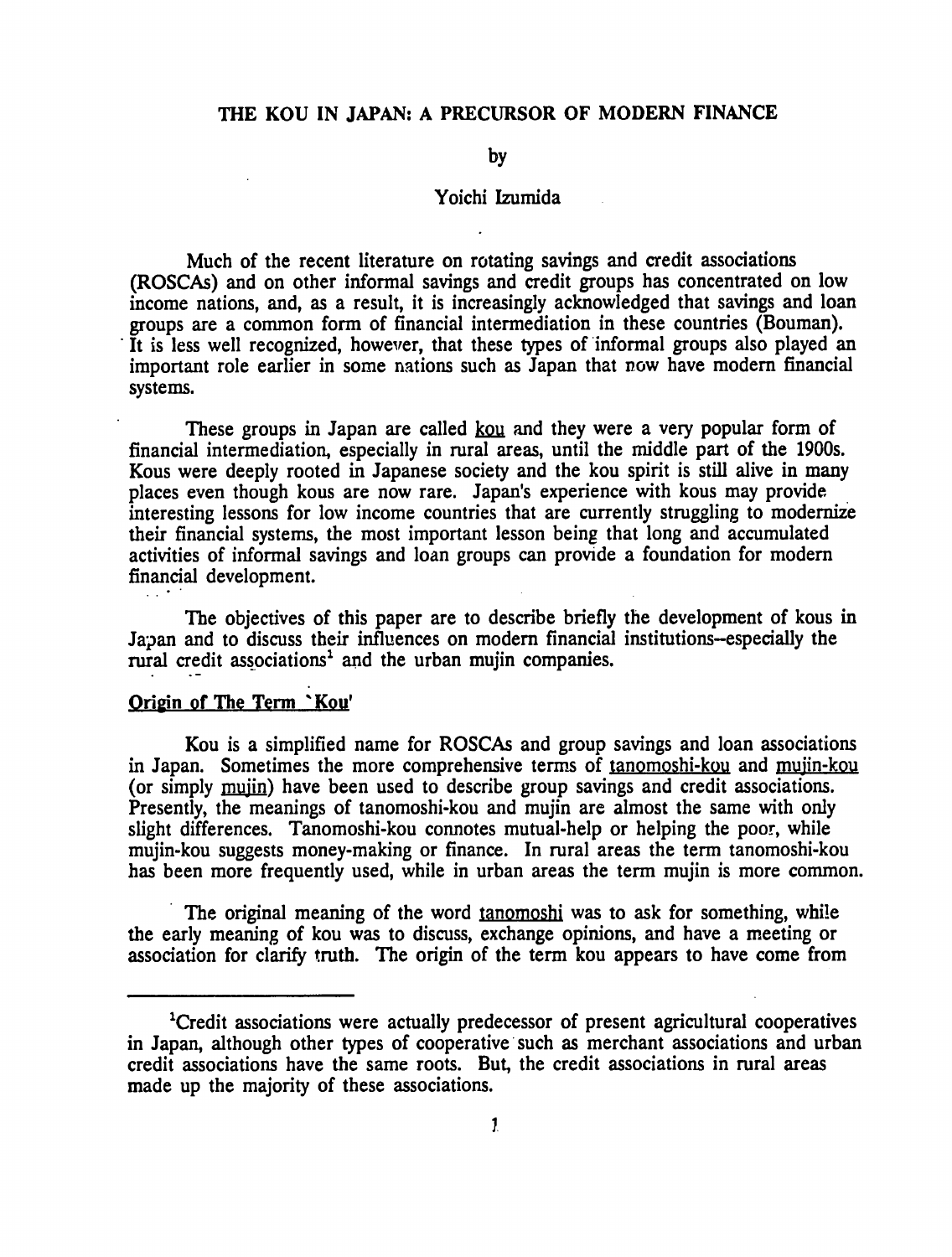# THE KOU IN JAPAN: A PRECURSOR OF MODERN FINANCE

by

Yoichi Izumida

Much of the recent literature on rotating savings and credit associations (ROSCAs) and on other informal savings and credit groups has concentrated on low income nations, and, as a result, it is increasingly acknowledged that savings and loan groups are a common form of financial intermediation in these countries (Bouman). It is less well recognized, however, that these types of informal groups also played an important role earlier in some nations such as Japan that now have modern financial systems.

These groups in Japan are called kou and they were a very popular form of financial intermediation, especially in rural areas, until the middle part of the 1900s. Kous were deeply rooted in Japanese society and the kou spirit is still alive in many places even though kous are now rare. Japan's experience with kous may provide interesting lessons for low income countries that are currently struggling to modernize their financial systems, the most important lesson being that long and accumulated activities of informal savings and loan groups can provide a foundation for modern financial development.

The objectives of this paper are to describe briefly the development of kous in Japan and to discuss their influences on modern financial institutions--especially the rural credit associations[1] and the urban mujin companies.

## Origin of The Term 'Kou'

Kou is a simplified name for ROSCAs and group savings and loan associations in Japan. Sometimes the more comprehensive terms of tanomoshi-kou and mujin-kou (or simply mujin) have been used to describe group savings and credit associations. Presently, the meanings of tanomoshi-kou and mujin are almost the same with only slight differences. Tanomoshi-kou connotes mutual-help or helping the poor, while mujin-kou suggests money-making or finance. In rural areas the term tanomoshi-kou has been more frequently used, while in urban areas the term mujin is more common.

The original meaning of the word tanomoshi was to ask for something, while the early meaning of kou was to discuss, exchange opinions, and have a meeting or association for clarify truth. The origin of the term kou appears to have come from

[1] Credit associations were actually predecessor of present agricultural cooperatives in Japan, although other types of cooperative such as merchant associations and urban credit associations have the same roots. But, the credit associations in rural areas made up the majority of these associations.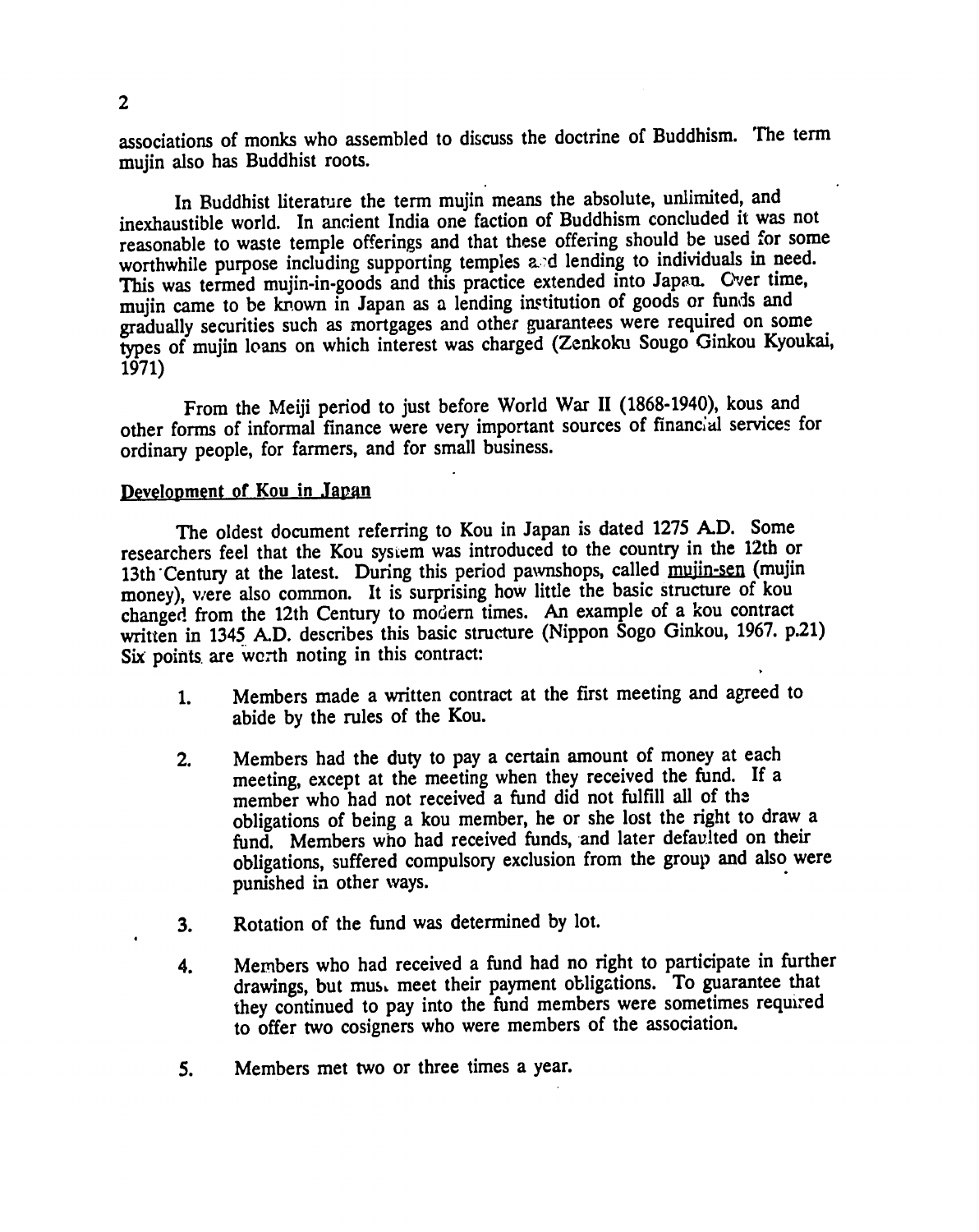associations of monks who assembled to discuss the doctrine of Buddhism. The term mujin also has Buddhist roots.

In Buddhist literature the term mujin means the absolute, unlimited, and inexhaustible world. In ancient India one faction of Buddhism concluded it was not reasonable to waste temple offerings and that these offering should be used for some worthwhile purpose including supporting temples and lending to individuals in need. This was termed mujin-in-goods and this practice extended into Japan. Over time, mujin came to be known in Japan as a lending institution of goods or funds and gradually securities such as mortgages and other guarantees were required on some types of mujin loans on which interest was charged (Zenkoku Sougo Ginkou Kyoukai, 1971)

From the Meiji period to just before World War II (1868-1940), kous and other forms of informal finance were very important sources of financial services for ordinary people, for farmers, and for small business.

## Development of Kou in Japan

The oldest document referring to Kou in Japan is dated 1275 A.D. Some researchers feel that the Kou system was introduced to the country in the 12th or 13th Century at the latest. During this period pawnshops, called mujin-sen (mujin money), were also common. It is surprising how little the basic structure of kou changed from the 12th Century to modern times. An example of a kou contract written in 1345 A.D. describes this basic structure (Nippon Sogo Ginkou, 1967. p.21) Six points are worth noting in this contract:

1. Members made a written contract at the first meeting and agreed to abide by the rules of the Kou.

2. Members had the duty to pay a certain amount of money at each meeting, except at the meeting when they received the fund. If a member who had not received a fund did not fulfill all of the obligations of being a kou member, he or she lost the right to draw a fund. Members who had received funds, and later defaulted on their obligations, suffered compulsory exclusion from the group and also were punished in other ways.

3. Rotation of the fund was determined by lot.

4. Members who had received a fund had no right to participate in further drawings, but must meet their payment obligations. To guarantee that they continued to pay into the fund members were sometimes required to offer two cosigners who were members of the association.

5. Members met two or three times a year.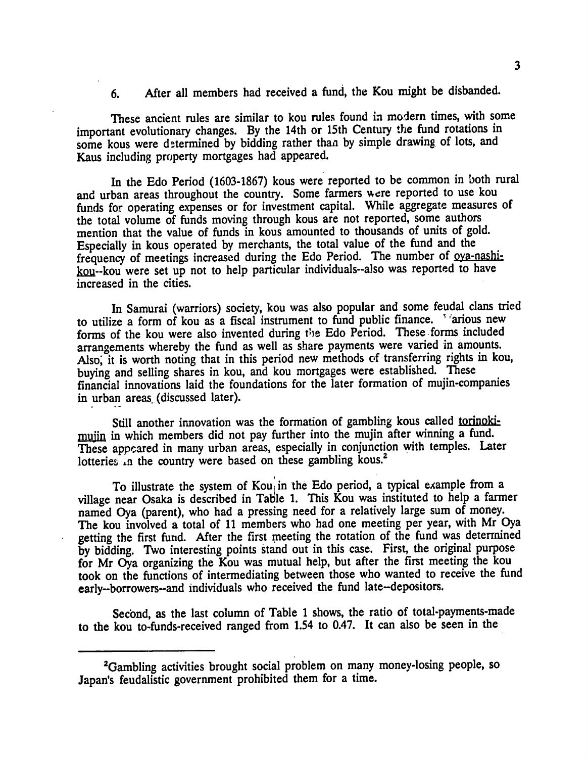6. After all members had received a fund, the Kou might be disbanded.

These ancient rules are similar to kou rules found in modern times, with some important evolutionary changes. By the 14th or 15th Century the fund rotations in some kous were determined by bidding rather than by simple drawing of lots, and Kaus including property mortgages had appeared.

In the Edo Period (1603-1867) kous were reported to be common in both rural and urban areas throughout the country. Some farmers were reported to use kou funds for operating expenses or for investment capital. While aggregate measures of the total volume of funds moving through kous are not reported, some authors mention that the value of funds in kous amounted to thousands of units of gold. Especially in kous operated by merchants, the total value of the fund and the frequency of meetings increased during the Edo Period. The number of <u>oya-nashi-kou</u>--kou were set up not to help particular individuals--also was reported to have increased in the cities.

In Samurai (warriors) society, kou was also popular and some feudal clans tried to utilize a form of kou as a fiscal instrument to fund public finance. Various new forms of the kou were also invented during the Edo Period. These forms included arrangements whereby the fund as well as share payments were varied in amounts. Also, it is worth noting that in this period new methods of transferring rights in kou, buying and selling shares in kou, and kou mortgages were established. These financial innovations laid the foundations for the later formation of mujin-companies in urban areas (discussed later).

Still another innovation was the formation of gambling kous called <u>torinoki-mujin</u> in which members did not pay further into the mujin after winning a fund. These appeared in many urban areas, especially in conjunction with temples. Later lotteries in the country were based on these gambling kous.[2]

To illustrate the system of Kou in the Edo period, a typical example from a village near Osaka is described in Table 1. This Kou was instituted to help a farmer named Oya (parent), who had a pressing need for a relatively large sum of money. The kou involved a total of 11 members who had one meeting per year, with Mr Oya getting the first fund. After the first meeting the rotation of the fund was determined by bidding. Two interesting points stand out in this case. First, the original purpose for Mr Oya organizing the Kou was mutual help, but after the first meeting the kou took on the functions of intermediating between those who wanted to receive the fund early--borrowers--and individuals who received the fund late--depositors.

Second, as the last column of Table 1 shows, the ratio of total-payments-made to the kou to-funds-received ranged from 1.54 to 0.47. It can also be seen in the

---

[2]Gambling activities brought social problem on many money-losing people, so Japan's feudalistic government prohibited them for a time.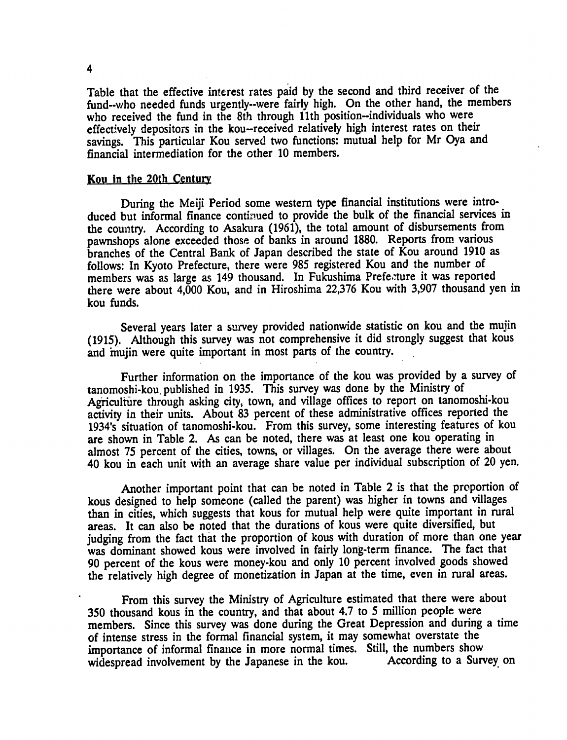Table that the effective interest rates paid by the second and third receiver of the fund--who needed funds urgently--were fairly high. On the other hand, the members who received the fund in the 8th through 11th position--individuals who were effectively depositors in the kou--received relatively high interest rates on their savings. This particular Kou served two functions: mutual help for Mr Oya and financial intermediation for the other 10 members.

## Kou in the 20th Century

During the Meiji Period some western type financial institutions were introduced but informal finance continued to provide the bulk of the financial services in the country. According to Asakura (1961), the total amount of disbursements from pawnshops alone exceeded those of banks in around 1880. Reports from various branches of the Central Bank of Japan described the state of Kou around 1910 as follows: In Kyoto Prefecture, there were 985 registered Kou and the number of members was as large as 149 thousand. In Fukushima Prefecture it was reported there were about 4,000 Kou, and in Hiroshima 22,376 Kou with 3,907 thousand yen in kou funds.

Several years later a survey provided nationwide statistic on kou and the mujin (1915). Although this survey was not comprehensive it did strongly suggest that kous and mujin were quite important in most parts of the country.

Further information on the importance of the kou was provided by a survey of tanomoshi-kou published in 1935. This survey was done by the Ministry of Agriculture through asking city, town, and village offices to report on tanomoshi-kou activity in their units. About 83 percent of these administrative offices reported the 1934's situation of tanomoshi-kou. From this survey, some interesting features of kou are shown in Table 2. As can be noted, there was at least one kou operating in almost 75 percent of the cities, towns, or villages. On the average there were about 40 kou in each unit with an average share value per individual subscription of 20 yen.

Another important point that can be noted in Table 2 is that the proportion of kous designed to help someone (called the parent) was higher in towns and villages than in cities, which suggests that kous for mutual help were quite important in rural areas. It can also be noted that the durations of kous were quite diversified, but judging from the fact that the proportion of kous with duration of more than one year was dominant showed kous were involved in fairly long-term finance. The fact that 90 percent of the kous were money-kou and only 10 percent involved goods showed the relatively high degree of monetization in Japan at the time, even in rural areas.

From this survey the Ministry of Agriculture estimated that there were about 350 thousand kous in the country, and that about 4.7 to 5 million people were members. Since this survey was done during the Great Depression and during a time of intense stress in the formal financial system, it may somewhat overstate the importance of informal finance in more normal times. Still, the numbers show widespread involvement by the Japanese in the kou. According to a Survey on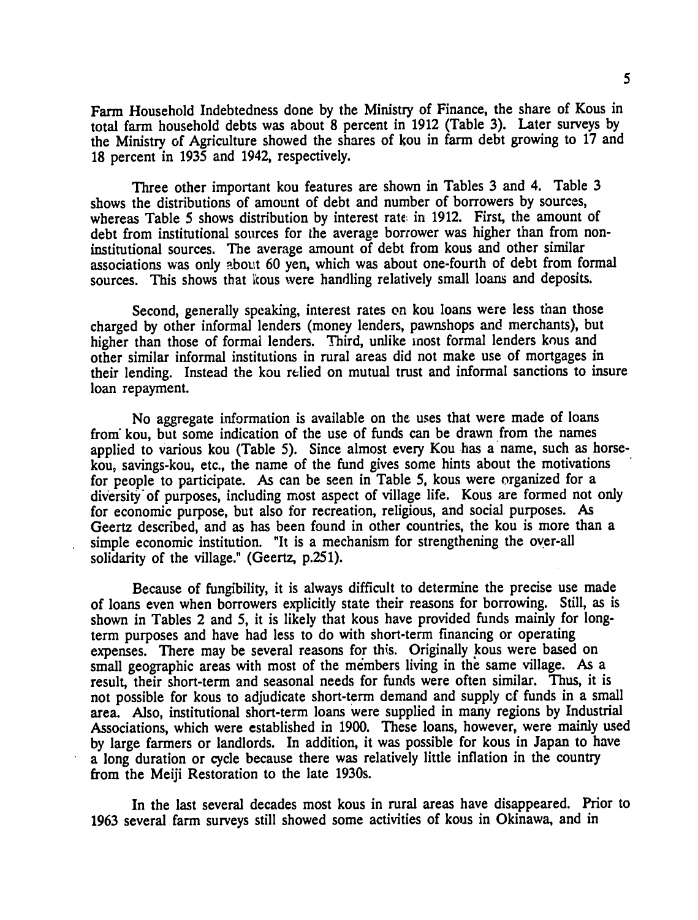Farm Household Indebtedness done by the Ministry of Finance, the share of Kous in total farm household debts was about 8 percent in 1912 (Table 3). Later surveys by the Ministry of Agriculture showed the shares of kou in farm debt growing to 17 and 18 percent in 1935 and 1942, respectively.

Three other important kou features are shown in Tables 3 and 4. Table 3 shows the distributions of amount of debt and number of borrowers by sources, whereas Table 5 shows distribution by interest rate in 1912. First, the amount of debt from institutional sources for the average borrower was higher than from non-institutional sources. The average amount of debt from kous and other similar associations was only about 60 yen, which was about one-fourth of debt from formal sources. This shows that kous were handling relatively small loans and deposits.

Second, generally speaking, interest rates on kou loans were less than those charged by other informal lenders (money lenders, pawnshops and merchants), but higher than those of formal lenders. Third, unlike most formal lenders kous and other similar informal institutions in rural areas did not make use of mortgages in their lending. Instead the kou relied on mutual trust and informal sanctions to insure loan repayment.

No aggregate information is available on the uses that were made of loans from kou, but some indication of the use of funds can be drawn from the names applied to various kou (Table 5). Since almost every Kou has a name, such as horse-kou, savings-kou, etc., the name of the fund gives some hints about the motivations for people to participate. As can be seen in Table 5, kous were organized for a diversity of purposes, including most aspect of village life. Kous are formed not only for economic purpose, but also for recreation, religious, and social purposes. As Geertz described, and as has been found in other countries, the kou is more than a simple economic institution. "It is a mechanism for strengthening the over-all solidarity of the village." (Geertz, p.251).

Because of fungibility, it is always difficult to determine the precise use made of loans even when borrowers explicitly state their reasons for borrowing. Still, as is shown in Tables 2 and 5, it is likely that kous have provided funds mainly for long-term purposes and have had less to do with short-term financing or operating expenses. There may be several reasons for this. Originally kous were based on small geographic areas with most of the members living in the same village. As a result, their short-term and seasonal needs for funds were often similar. Thus, it is not possible for kous to adjudicate short-term demand and supply of funds in a small area. Also, institutional short-term loans were supplied in many regions by Industrial Associations, which were established in 1900. These loans, however, were mainly used by large farmers or landlords. In addition, it was possible for kous in Japan to have a long duration or cycle because there was relatively little inflation in the country from the Meiji Restoration to the late 1930s.

In the last several decades most kous in rural areas have disappeared. Prior to 1963 several farm surveys still showed some activities of kous in Okinawa, and in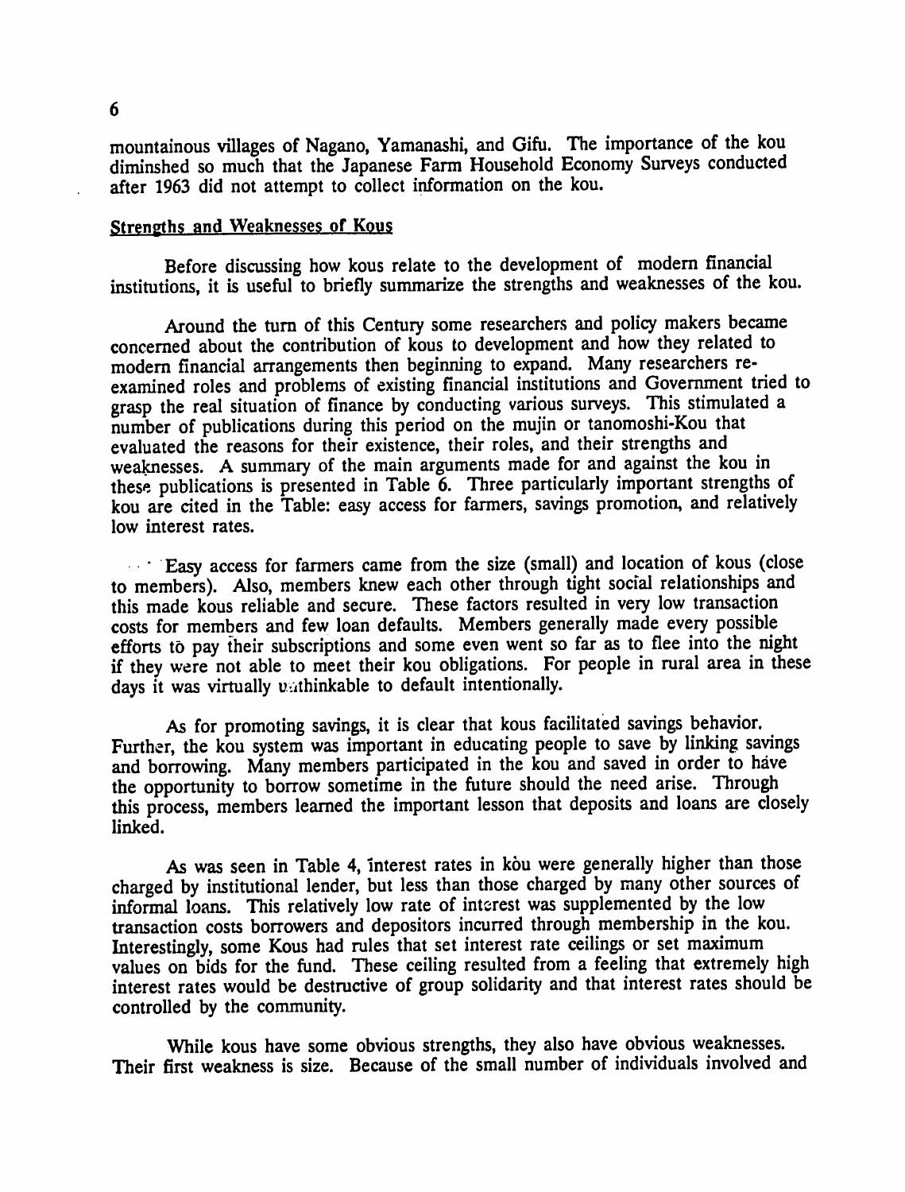mountainous villages of Nagano, Yamanashi, and Gifu. The importance of the kou diminshed so much that the Japanese Farm Household Economy Surveys conducted after 1963 did not attempt to collect information on the kou.

## Strengths and Weaknesses of Kous

Before discussing how kous relate to the development of modern financial institutions, it is useful to briefly summarize the strengths and weaknesses of the kou.

Around the turn of this Century some researchers and policy makers became concerned about the contribution of kous to development and how they related to modern financial arrangements then beginning to expand. Many researchers re-examined roles and problems of existing financial institutions and Government tried to grasp the real situation of finance by conducting various surveys. This stimulated a number of publications during this period on the mujin or tanomoshi-Kou that evaluated the reasons for their existence, their roles, and their strengths and weaknesses. A summary of the main arguments made for and against the kou in these publications is presented in Table 6. Three particularly important strengths of kou are cited in the Table: easy access for farmers, savings promotion, and relatively low interest rates.

Easy access for farmers came from the size (small) and location of kous (close to members). Also, members knew each other through tight social relationships and this made kous reliable and secure. These factors resulted in very low transaction costs for members and few loan defaults. Members generally made every possible efforts to pay their subscriptions and some even went so far as to flee into the night if they were not able to meet their kou obligations. For people in rural area in these days it was virtually unthinkable to default intentionally.

As for promoting savings, it is clear that kous facilitated savings behavior. Further, the kou system was important in educating people to save by linking savings and borrowing. Many members participated in the kou and saved in order to have the opportunity to borrow sometime in the future should the need arise. Through this process, members learned the important lesson that deposits and loans are closely linked.

As was seen in Table 4, interest rates in kou were generally higher than those charged by institutional lender, but less than those charged by many other sources of informal loans. This relatively low rate of interest was supplemented by the low transaction costs borrowers and depositors incurred through membership in the kou. Interestingly, some Kous had rules that set interest rate ceilings or set maximum values on bids for the fund. These ceiling resulted from a feeling that extremely high interest rates would be destructive of group solidarity and that interest rates should be controlled by the community.

While kous have some obvious strengths, they also have obvious weaknesses. Their first weakness is size. Because of the small number of individuals involved and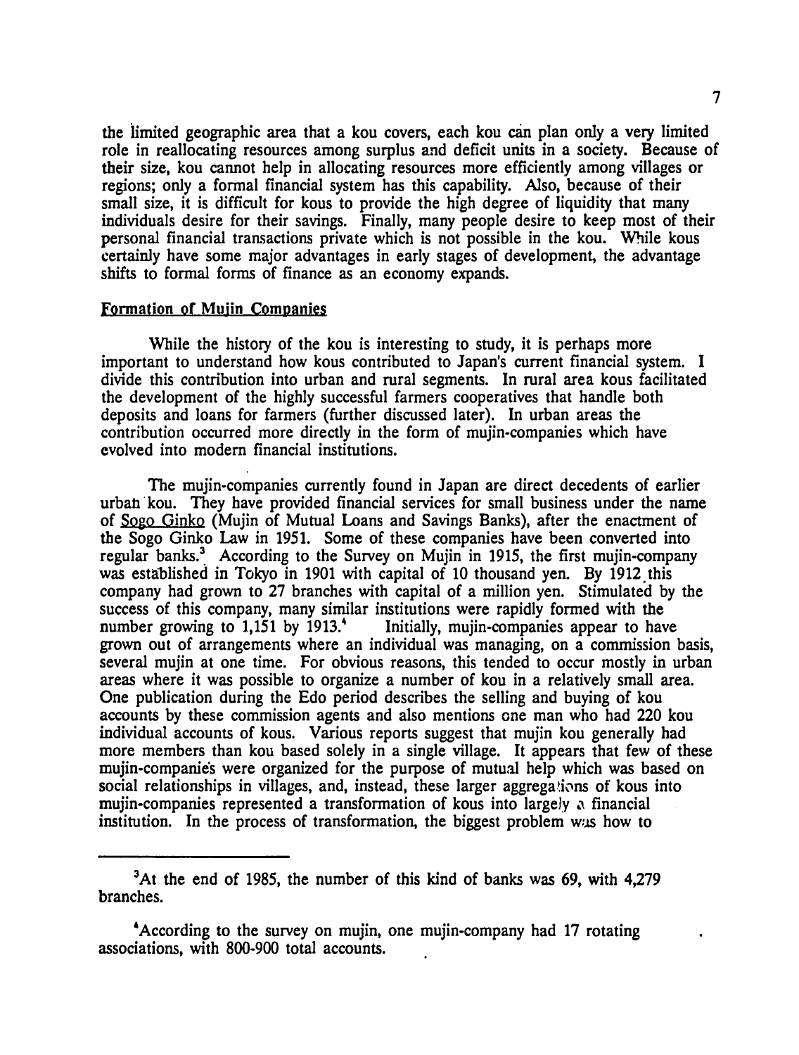the limited geographic area that a kou covers, each kou can plan only a very limited role in reallocating resources among surplus and deficit units in a society. Because of their size, kou cannot help in allocating resources more efficiently among villages or regions; only a formal financial system has this capability. Also, because of their small size, it is difficult for kous to provide the high degree of liquidity that many individuals desire for their savings. Finally, many people desire to keep most of their personal financial transactions private which is not possible in the kou. While kous certainly have some major advantages in early stages of development, the advantage shifts to formal forms of finance as an economy expands.

## Formation of Mujin Companies

While the history of the kou is interesting to study, it is perhaps more important to understand how kous contributed to Japan's current financial system. I divide this contribution into urban and rural segments. In rural area kous facilitated the development of the highly successful farmers cooperatives that handle both deposits and loans for farmers (further discussed later). In urban areas the contribution occurred more directly in the form of mujin-companies which have evolved into modern financial institutions.

The mujin-companies currently found in Japan are direct decedents of earlier urban kou. They have provided financial services for small business under the name of Sogo Ginko (Mujin of Mutual Loans and Savings Banks), after the enactment of the Sogo Ginko Law in 1951. Some of these companies have been converted into regular banks.[3] According to the Survey on Mujin in 1915, the first mujin-company was established in Tokyo in 1901 with capital of 10 thousand yen. By 1912 this company had grown to 27 branches with capital of a million yen. Stimulated by the success of this company, many similar institutions were rapidly formed with the number growing to 1,151 by 1913.[4] Initially, mujin-companies appear to have grown out of arrangements where an individual was managing, on a commission basis, several mujin at one time. For obvious reasons, this tended to occur mostly in urban areas where it was possible to organize a number of kou in a relatively small area. One publication during the Edo period describes the selling and buying of kou accounts by these commission agents and also mentions one man who had 220 kou individual accounts of kous. Various reports suggest that mujin kou generally had more members than kou based solely in a single village. It appears that few of these mujin-companies were organized for the purpose of mutual help which was based on social relationships in villages, and, instead, these larger aggregations of kous into mujin-companies represented a transformation of kous into largely a financial institution. In the process of transformation, the biggest problem was how to

---

[3]At the end of 1985, the number of this kind of banks was 69, with 4,279 branches.

[4]According to the survey on mujin, one mujin-company had 17 rotating associations, with 800-900 total accounts.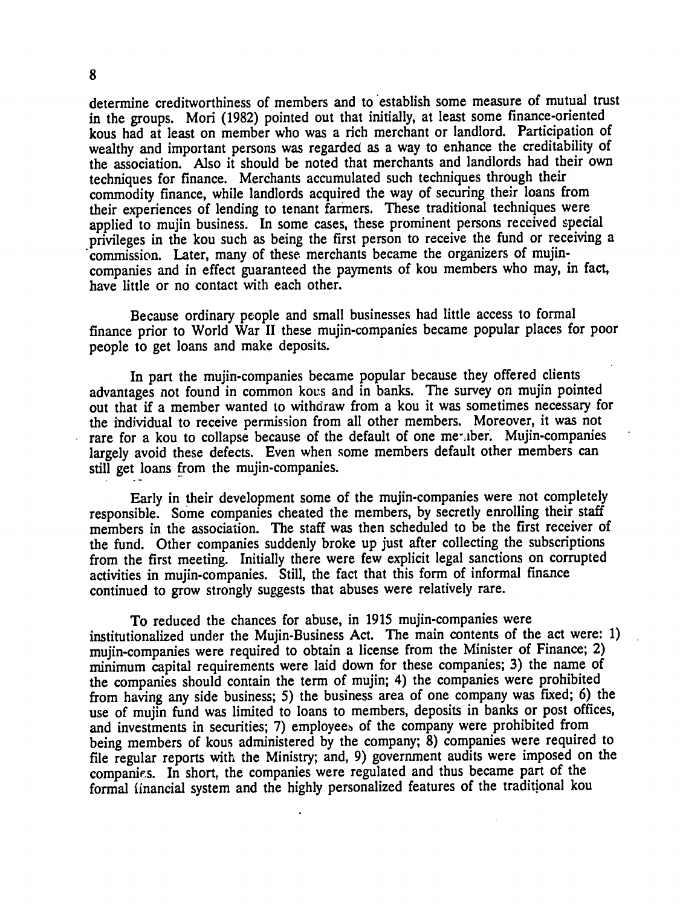determine creditworthiness of members and to establish some measure of mutual trust in the groups. Mori (1982) pointed out that initially, at least some finance-oriented kous had at least on member who was a rich merchant or landlord. Participation of wealthy and important persons was regarded as a way to enhance the creditability of the association. Also it should be noted that merchants and landlords had their own techniques for finance. Merchants accumulated such techniques through their commodity finance, while landlords acquired the way of securing their loans from their experiences of lending to tenant farmers. These traditional techniques were applied to mujin business. In some cases, these prominent persons received special privileges in the kou such as being the first person to receive the fund or receiving a commission. Later, many of these merchants became the organizers of mujin-companies and in effect guaranteed the payments of kou members who may, in fact, have little or no contact with each other.

Because ordinary people and small businesses had little access to formal finance prior to World War II these mujin-companies became popular places for poor people to get loans and make deposits.

In part the mujin-companies became popular because they offered clients advantages not found in common kous and in banks. The survey on mujin pointed out that if a member wanted to withdraw from a kou it was sometimes necessary for the individual to receive permission from all other members. Moreover, it was not rare for a kou to collapse because of the default of one member. Mujin-companies largely avoid these defects. Even when some members default other members can still get loans from the mujin-companies.

Early in their development some of the mujin-companies were not completely responsible. Some companies cheated the members, by secretly enrolling their staff members in the association. The staff was then scheduled to be the first receiver of the fund. Other companies suddenly broke up just after collecting the subscriptions from the first meeting. Initially there were few explicit legal sanctions on corrupted activities in mujin-companies. Still, the fact that this form of informal finance continued to grow strongly suggests that abuses were relatively rare.

To reduced the chances for abuse, in 1915 mujin-companies were institutionalized under the Mujin-Business Act. The main contents of the act were: 1) mujin-companies were required to obtain a license from the Minister of Finance; 2) minimum capital requirements were laid down for these companies; 3) the name of the companies should contain the term of mujin; 4) the companies were prohibited from having any side business; 5) the business area of one company was fixed; 6) the use of mujin fund was limited to loans to members, deposits in banks or post offices, and investments in securities; 7) employees of the company were prohibited from being members of kous administered by the company; 8) companies were required to file regular reports with the Ministry; and, 9) government audits were imposed on the companies. In short, the companies were regulated and thus became part of the formal financial system and the highly personalized features of the traditional kou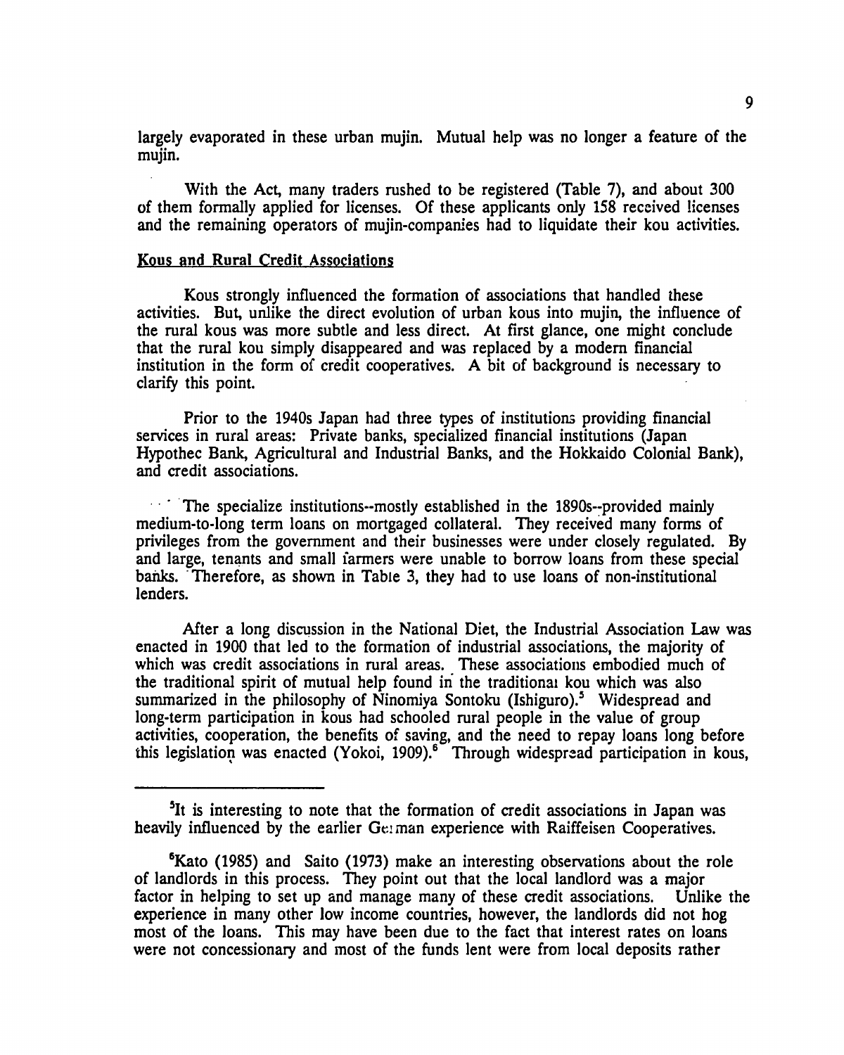largely evaporated in these urban mujin. Mutual help was no longer a feature of the mujin.

With the Act, many traders rushed to be registered (Table 7), and about 300 of them formally applied for licenses. Of these applicants only 158 received licenses and the remaining operators of mujin-companies had to liquidate their kou activities.

## Kous and Rural Credit Associations

Kous strongly influenced the formation of associations that handled these activities. But, unlike the direct evolution of urban kous into mujin, the influence of the rural kous was more subtle and less direct. At first glance, one might conclude that the rural kou simply disappeared and was replaced by a modern financial institution in the form of credit cooperatives. A bit of background is necessary to clarify this point.

Prior to the 1940s Japan had three types of institutions providing financial services in rural areas: Private banks, specialized financial institutions (Japan Hypothec Bank, Agricultural and Industrial Banks, and the Hokkaido Colonial Bank), and credit associations.

The specialize institutions--mostly established in the 1890s--provided mainly medium-to-long term loans on mortgaged collateral. They received many forms of privileges from the government and their businesses were under closely regulated. By and large, tenants and small farmers were unable to borrow loans from these special banks. Therefore, as shown in Table 3, they had to use loans of non-institutional lenders.

After a long discussion in the National Diet, the Industrial Association Law was enacted in 1900 that led to the formation of industrial associations, the majority of which was credit associations in rural areas. These associations embodied much of the traditional spirit of mutual help found in the traditional kou which was also summarized in the philosophy of Ninomiya Sontoku (Ishiguro).[5] Widespread and long-term participation in kous had schooled rural people in the value of group activities, cooperation, the benefits of saving, and the need to repay loans long before this legislation was enacted (Yokoi, 1909).[6] Through widespread participation in kous,

---

[5]It is interesting to note that the formation of credit associations in Japan was heavily influenced by the earlier German experience with Raiffeisen Cooperatives.

[6]Kato (1985) and Saito (1973) make an interesting observations about the role of landlords in this process. They point out that the local landlord was a major factor in helping to set up and manage many of these credit associations. Unlike the experience in many other low income countries, however, the landlords did not hog most of the loans. This may have been due to the fact that interest rates on loans were not concessionary and most of the funds lent were from local deposits rather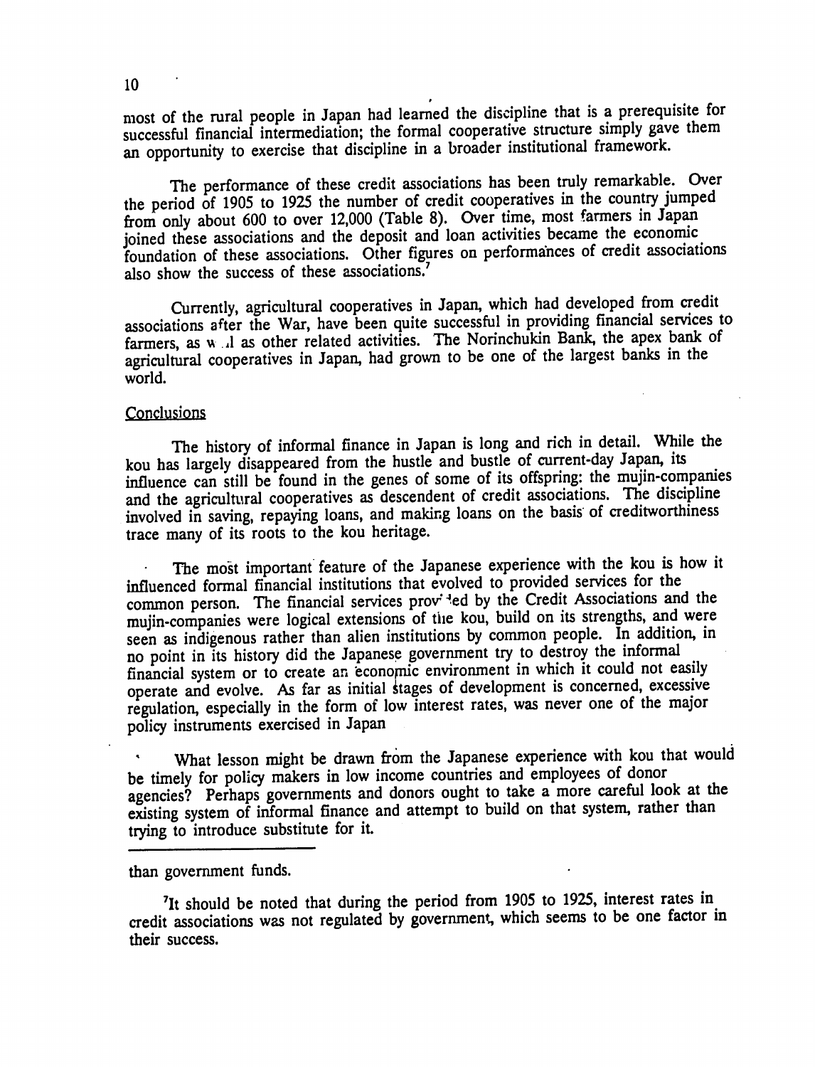most of the rural people in Japan had learned the discipline that is a prerequisite for successful financial intermediation; the formal cooperative structure simply gave them an opportunity to exercise that discipline in a broader institutional framework.

The performance of these credit associations has been truly remarkable. Over the period of 1905 to 1925 the number of credit cooperatives in the country jumped from only about 600 to over 12,000 (Table 8). Over time, most farmers in Japan joined these associations and the deposit and loan activities became the economic foundation of these associations. Other figures on performances of credit associations also show the success of these associations.[7]

Currently, agricultural cooperatives in Japan, which had developed from credit associations after the War, have been quite successful in providing financial services to farmers, as well as other related activities. The Norinchukin Bank, the apex bank of agricultural cooperatives in Japan, had grown to be one of the largest banks in the world.

## Conclusions

The history of informal finance in Japan is long and rich in detail. While the kou has largely disappeared from the hustle and bustle of current-day Japan, its influence can still be found in the genes of some of its offspring: the mujin-companies and the agricultural cooperatives as descendent of credit associations. The discipline involved in saving, repaying loans, and making loans on the basis of creditworthiness trace many of its roots to the kou heritage.

The most important feature of the Japanese experience with the kou is how it influenced formal financial institutions that evolved to provided services for the common person. The financial services provided by the Credit Associations and the mujin-companies were logical extensions of the kou, build on its strengths, and were seen as indigenous rather than alien institutions by common people. In addition, in no point in its history did the Japanese government try to destroy the informal financial system or to create an economic environment in which it could not easily operate and evolve. As far as initial stages of development is concerned, excessive regulation, especially in the form of low interest rates, was never one of the major policy instruments exercised in Japan

What lesson might be drawn from the Japanese experience with kou that would be timely for policy makers in low income countries and employees of donor agencies? Perhaps governments and donors ought to take a more careful look at the existing system of informal finance and attempt to build on that system, rather than trying to introduce substitute for it.

---

than government funds.

[7]It should be noted that during the period from 1905 to 1925, interest rates in credit associations was not regulated by government, which seems to be one factor in their success.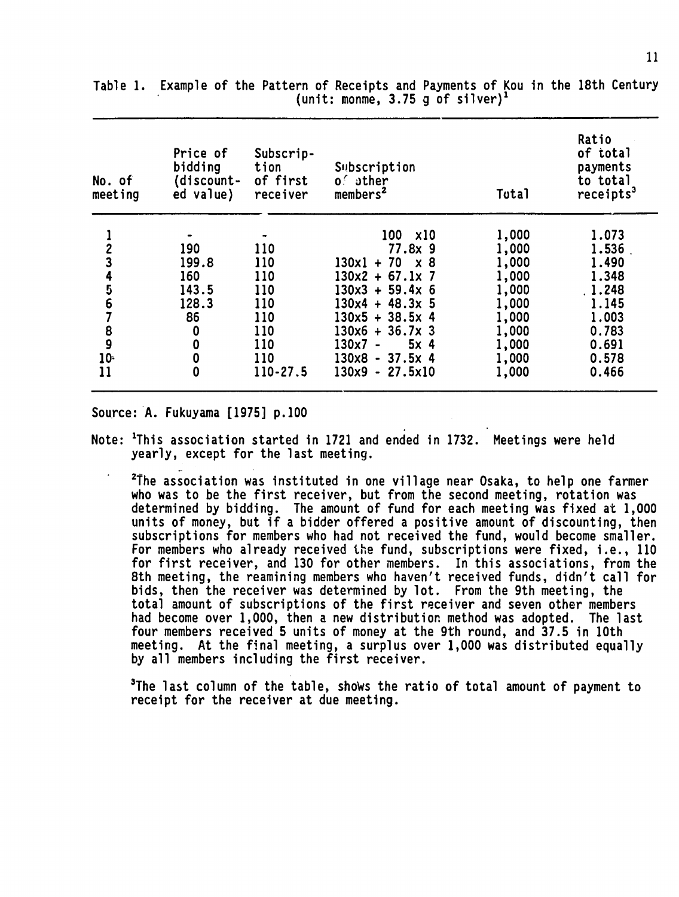Table 1. Example of the Pattern of Receipts and Payments of Kou in the 18th Century (unit: monme, 3.75 g of silver)[1]

| No. of meeting | Price of bidding (discounted value) | Subscription of first receiver | Subscription of other members[2] | Total | Ratio of total payments to total receipts[3] |
|---|---|---|---|---|---|
| 1 | - | - | 100 x10 | 1,000 | 1.073 |
| 2 | 190 | 110 | 77.8x 9 | 1,000 | 1.536 |
| 3 | 199.8 | 110 | 130x1 + 70 x 8 | 1,000 | 1.490 |
| 4 | 160 | 110 | 130x2 + 67.1x 7 | 1,000 | 1.348 |
| 5 | 143.5 | 110 | 130x3 + 59.4x 6 | 1,000 | 1.248 |
| 6 | 128.3 | 110 | 130x4 + 48.3x 5 | 1,000 | 1.145 |
| 7 | 86 | 110 | 130x5 + 38.5x 4 | 1,000 | 1.003 |
| 8 | 0 | 110 | 130x6 + 36.7x 3 | 1,000 | 0.783 |
| 9 | 0 | 110 | 130x7 - 5x 4 | 1,000 | 0.691 |
| 10 | 0 | 110 | 130x8 - 37.5x 4 | 1,000 | 0.578 |
| 11 | 0 | 110-27.5 | 130x9 - 27.5x10 | 1,000 | 0.466 |

Source: A. Fukuyama [1975] p.100

Note: [1]This association started in 1721 and ended in 1732. Meetings were held yearly, except for the last meeting.

[2]The association was instituted in one village near Osaka, to help one farmer who was to be the first receiver, but from the second meeting, rotation was determined by bidding. The amount of fund for each meeting was fixed at 1,000 units of money, but if a bidder offered a positive amount of discounting, then subscriptions for members who had not received the fund, would become smaller. For members who already received the fund, subscriptions were fixed, i.e., 110 for first receiver, and 130 for other members. In this associations, from the 8th meeting, the reamining members who haven't received funds, didn't call for bids, then the receiver was determined by lot. From the 9th meeting, the total amount of subscriptions of the first receiver and seven other members had become over 1,000, then a new distribution method was adopted. The last four members received 5 units of money at the 9th round, and 37.5 in 10th meeting. At the final meeting, a surplus over 1,000 was distributed equally by all members including the first receiver.

[3]The last column of the table, shows the ratio of total amount of payment to receipt for the receiver at due meeting.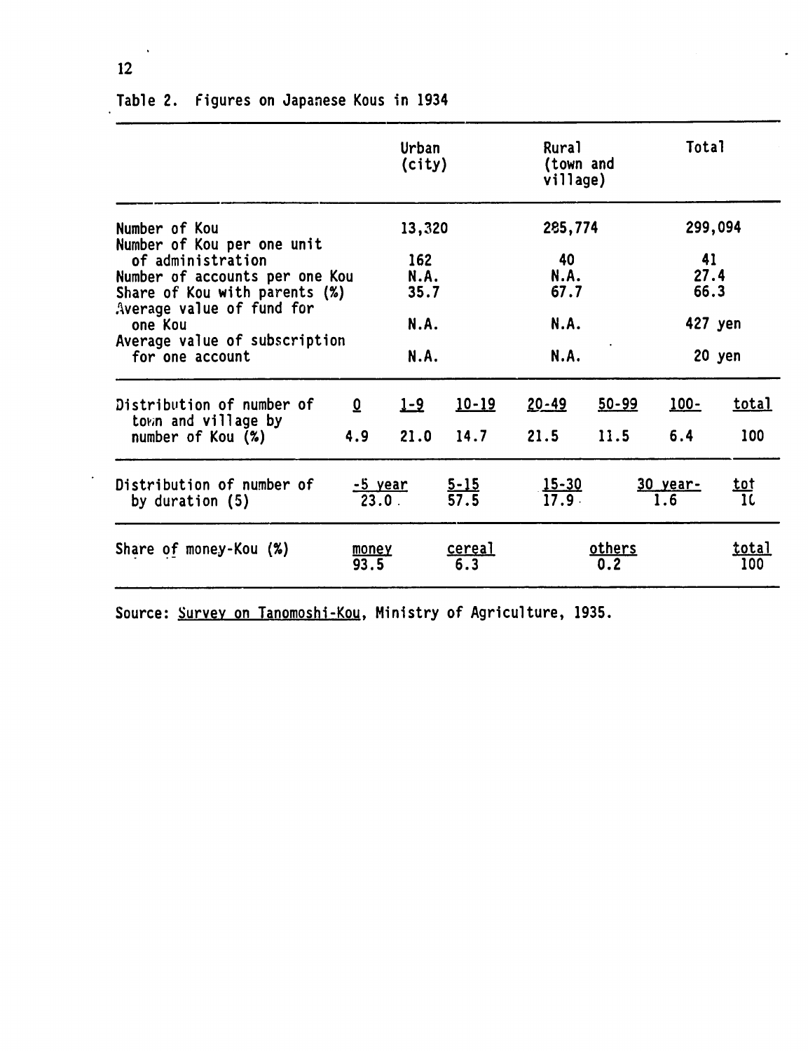Table 2. Figures on Japanese Kous in 1934

| | Urban (city) | Rural (town and village) | Total |
|---|---|---|---|
| Number of Kou | 13,320 | 285,774 | 299,094 |
| Number of Kou per one unit of administration | 162 | 40 | 41 |
| Number of accounts per one Kou | N.A. | N.A. | 27.4 |
| Share of Kou with parents (%) | 35.7 | 67.7 | 66.3 |
| Average value of fund for one Kou | N.A. | N.A. | 427 yen |
| Average value of subscription for one account | N.A. | N.A. | 20 yen |

| Distribution of number of town and village by number of Kou (%) | 0 | 1-9 | 10-19 | 20-49 | 50-99 | 100- | total |
|---|---|---|---|---|---|---|---|
| | 4.9 | 21.0 | 14.7 | 21.5 | 11.5 | 6.4 | 100 |

| Distribution of number of by duration (5) | -5 year | 5-15 | 15-30 | 30 year- | tot |
|---|---|---|---|---|---|
| | 23.0 | 57.5 | 17.9 | 1.6 | 1( |

| Share of money-Kou (%) | money | cereal | others | total |
|---|---|---|---|---|
| | 93.5 | 6.3 | 0.2 | 100 |

Source: Survey on Tanomoshi-Kou, Ministry of Agriculture, 1935.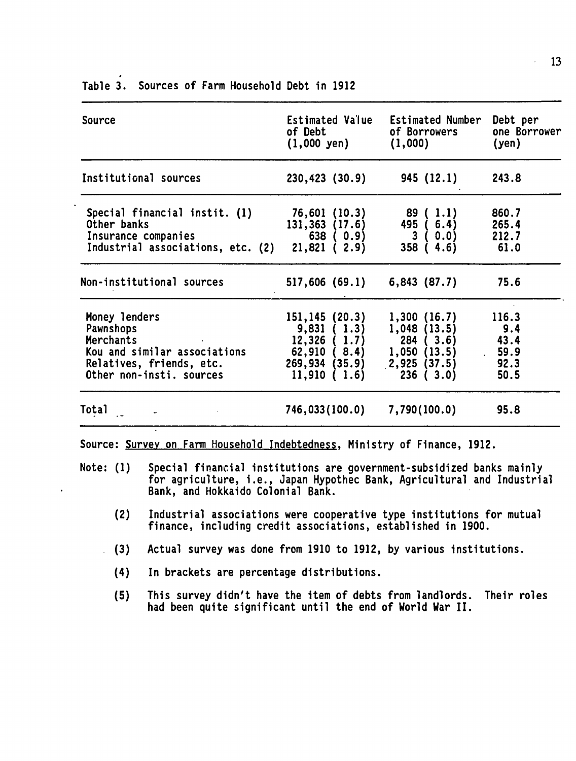Table 3. Sources of Farm Household Debt in 1912

| Source | Estimated Value of Debt (1,000 yen) | Estimated Number of Borrowers (1,000) | Debt per one Borrower (yen) |
|---|---|---|---|
| Institutional sources | 230,423 (30.9) | 945 (12.1) | 243.8 |
| Special financial instit. (1) | 76,601 (10.3) | 89 ( 1.1) | 860.7 |
| Other banks | 131,363 (17.6) | 495 ( 6.4) | 265.4 |
| Insurance companies | 638 ( 0.9) | 3 ( 0.0) | 212.7 |
| Industrial associations, etc. (2) | 21,821 ( 2.9) | 358 ( 4.6) | 61.0 |
| Non-institutional sources | 517,606 (69.1) | 6,843 (87.7) | 75.6 |
| Money lenders | 151,145 (20.3) | 1,300 (16.7) | 116.3 |
| Pawnshops | 9,831 ( 1.3) | 1,048 (13.5) | 9.4 |
| Merchants | 12,326 ( 1.7) | 284 ( 3.6) | 43.4 |
| Kou and similar associations | 62,910 ( 8.4) | 1,050 (13.5) | 59.9 |
| Relatives, friends, etc. | 269,934 (35.9) | 2,925 (37.5) | 92.3 |
| Other non-insti. sources | 11,910 ( 1.6) | 236 ( 3.0) | 50.5 |
| Total | 746,033(100.0) | 7,790(100.0) | 95.8 |

Source: Survey on Farm Household Indebtedness, Ministry of Finance, 1912.

Note: (1) Special financial institutions are government-subsidized banks mainly for agriculture, i.e., Japan Hypothec Bank, Agricultural and Industrial Bank, and Hokkaido Colonial Bank.

(2) Industrial associations were cooperative type institutions for mutual finance, including credit associations, established in 1900.

(3) Actual survey was done from 1910 to 1912, by various institutions.

(4) In brackets are percentage distributions.

(5) This survey didn't have the item of debts from landlords. Their roles had been quite significant until the end of World War II.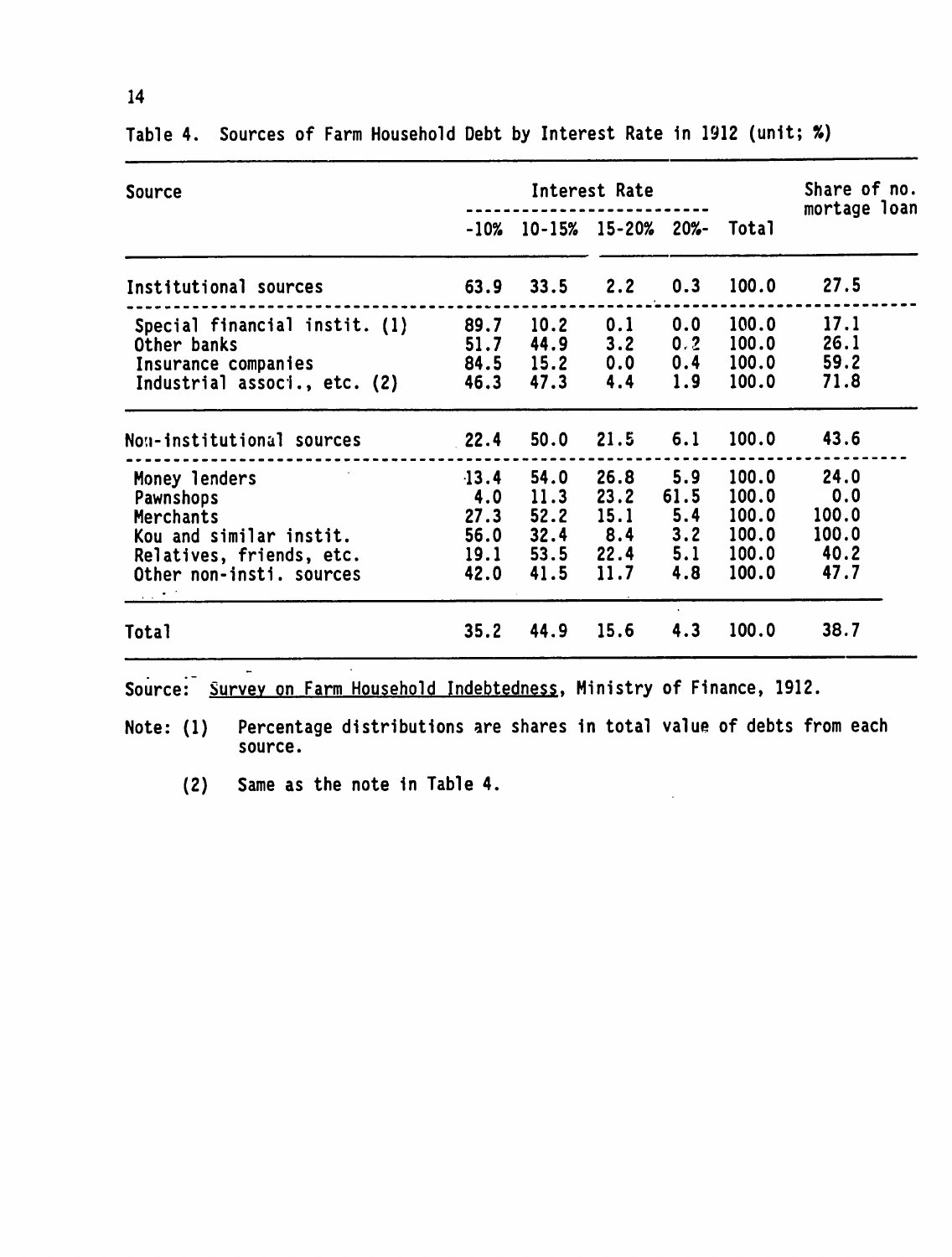Table 4. Sources of Farm Household Debt by Interest Rate in 1912 (unit; %)

| Source | Interest Rate | | | | | Share of no. mortage loan |
|---|---|---|---|---|---|---|
| | -10% | 10-15% | 15-20% | 20%- | Total | |
| Institutional sources | 63.9 | 33.5 | 2.2 | 0.3 | 100.0 | 27.5 |
| Special financial instit. (1) | 89.7 | 10.2 | 0.1 | 0.0 | 100.0 | 17.1 |
| Other banks | 51.7 | 44.9 | 3.2 | 0.2 | 100.0 | 26.1 |
| Insurance companies | 84.5 | 15.2 | 0.0 | 0.4 | 100.0 | 59.2 |
| Industrial associ., etc. (2) | 46.3 | 47.3 | 4.4 | 1.9 | 100.0 | 71.8 |
| Non-institutional sources | 22.4 | 50.0 | 21.5 | 6.1 | 100.0 | 43.6 |
| Money lenders | 13.4 | 54.0 | 26.8 | 5.9 | 100.0 | 24.0 |
| Pawnshops | 4.0 | 11.3 | 23.2 | 61.5 | 100.0 | 0.0 |
| Merchants | 27.3 | 52.2 | 15.1 | 5.4 | 100.0 | 100.0 |
| Kou and similar instit. | 56.0 | 32.4 | 8.4 | 3.2 | 100.0 | 100.0 |
| Relatives, friends, etc. | 19.1 | 53.5 | 22.4 | 5.1 | 100.0 | 40.2 |
| Other non-insti. sources | 42.0 | 41.5 | 11.7 | 4.8 | 100.0 | 47.7 |
| Total | 35.2 | 44.9 | 15.6 | 4.3 | 100.0 | 38.7 |

Source: Survey on Farm Household Indebtedness, Ministry of Finance, 1912.

Note: (1) Percentage distributions are shares in total value of debts from each source.

(2) Same as the note in Table 4.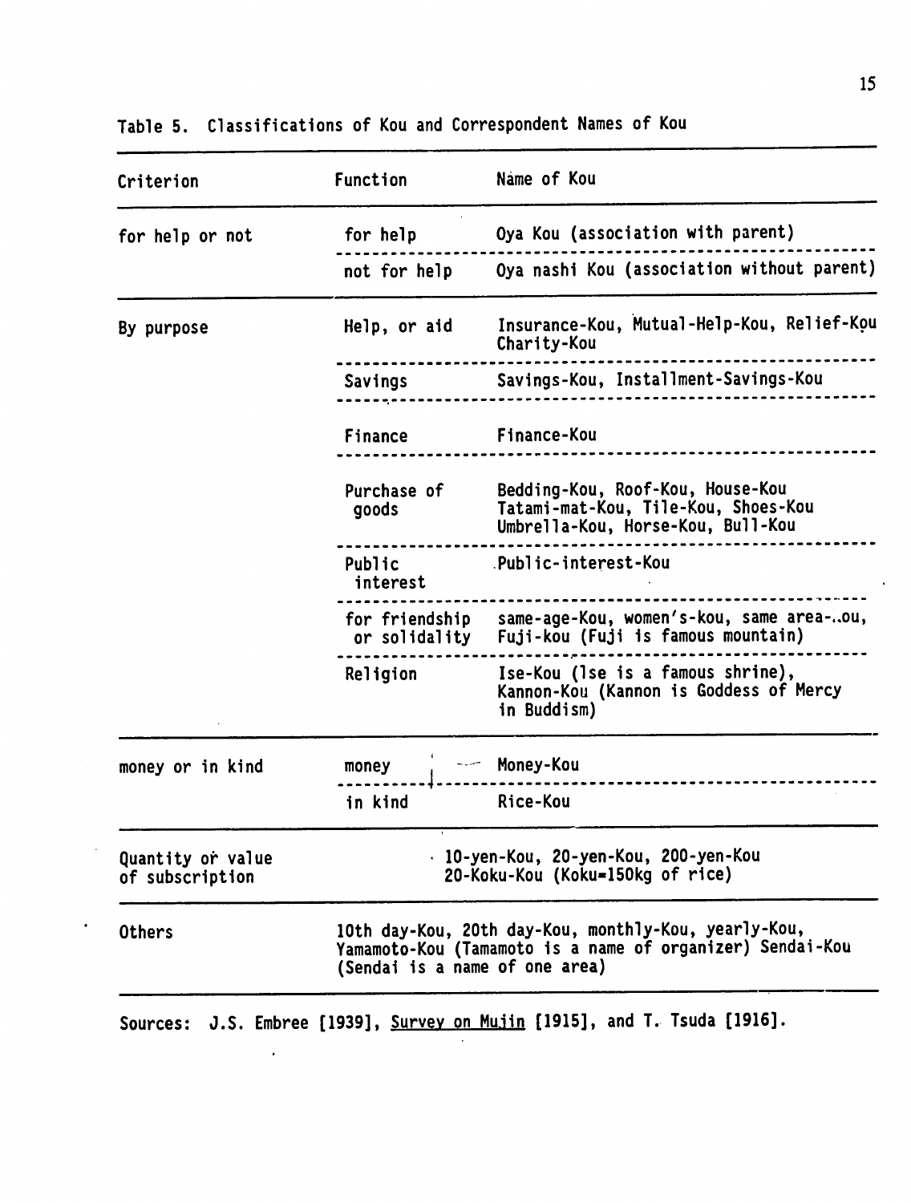Table 5. Classifications of Kou and Correspondent Names of Kou

| Criterion | Function | Name of Kou |
|---|---|---|
| for help or not | for help | Oya Kou (association with parent) |
| | not for help | Oya nashi Kou (association without parent) |
| By purpose | Help, or aid | Insurance-Kou, Mutual-Help-Kou, Relief-Kou Charity-Kou |
| | Savings | Savings-Kou, Installment-Savings-Kou |
| | Finance | Finance-Kou |
| | Purchase of goods | Bedding-Kou, Roof-Kou, House-Kou Tatami-mat-Kou, Tile-Kou, Shoes-Kou Umbrella-Kou, Horse-Kou, Bull-Kou |
| | Public interest | Public-interest-Kou |
| | for friendship or solidality | same-age-Kou, women's-kou, same area-..ou, Fuji-kou (Fuji is famous mountain) |
| | Religion | Ise-Kou (Ise is a famous shrine), Kannon-Kou (Kannon is Goddess of Mercy in Buddism) |
| money or in kind | money | Money-Kou |
| | in kind | Rice-Kou |
| Quantity or value of subscription | 10-yen-Kou, 20-yen-Kou, 200-yen-Kou 20-Koku-Kou (Koku=150kg of rice) | |
| Others | 10th day-Kou, 20th day-Kou, monthly-Kou, yearly-Kou, Yamamoto-Kou (Tamamoto is a name of organizer) Sendai-Kou (Sendai is a name of one area) | |

Sources: J.S. Embree [1939], Survey on Mujin [1915], and T. Tsuda [1916].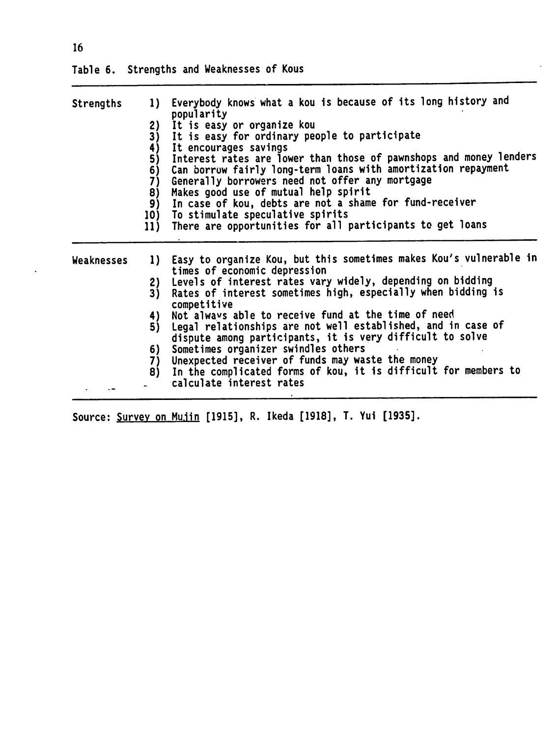Table 6. Strengths and Weaknesses of Kous

| | |
|---|---|
| Strengths | 1) Everybody knows what a kou is because of its long history and popularity |
| | 2) It is easy or organize kou |
| | 3) It is easy for ordinary people to participate |
| | 4) It encourages savings |
| | 5) Interest rates are lower than those of pawnshops and money lenders |
| | 6) Can borrow fairly long-term loans with amortization repayment |
| | 7) Generally borrowers need not offer any mortgage |
| | 8) Makes good use of mutual help spirit |
| | 9) In case of kou, debts are not a shame for fund-receiver |
| | 10) To stimulate speculative spirits |
| | 11) There are opportunities for all participants to get loans |
| Weaknesses | 1) Easy to organize Kou, but this sometimes makes Kou's vulnerable in times of economic depression |
| | 2) Levels of interest rates vary widely, depending on bidding |
| | 3) Rates of interest sometimes high, especially when bidding is competitive |
| | 4) Not always able to receive fund at the time of need |
| | 5) Legal relationships are not well established, and in case of dispute among participants, it is very difficult to solve |
| | 6) Sometimes organizer swindles others |
| | 7) Unexpected receiver of funds may waste the money |
| | 8) In the complicated forms of kou, it is difficult for members to calculate interest rates |

Source: Survey on Mujin [1915], R. Ikeda [1918], T. Yui [1935].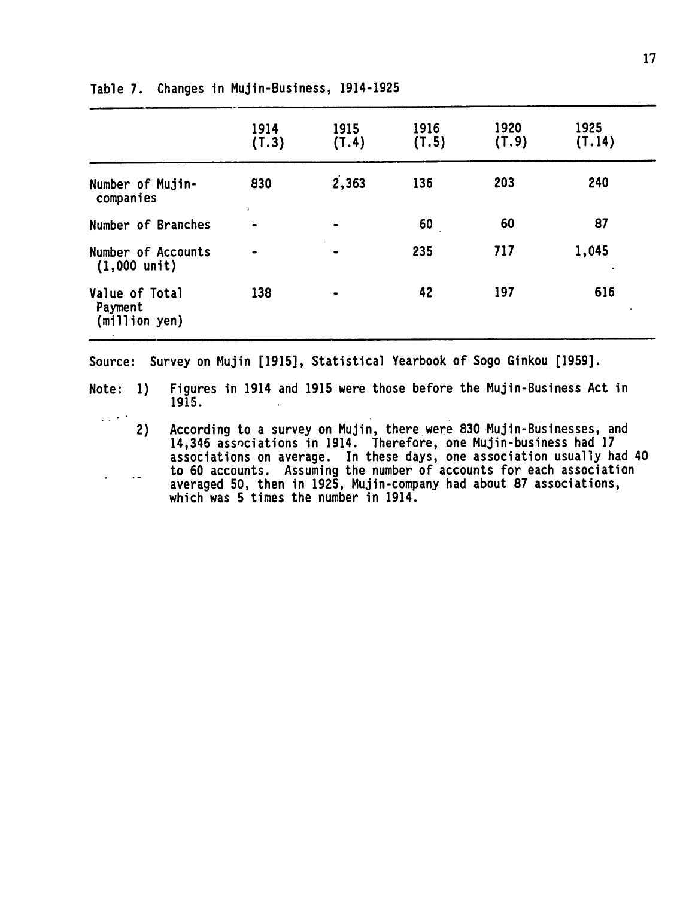Table 7. Changes in Mujin-Business, 1914-1925

| | 1914 (T.3) | 1915 (T.4) | 1916 (T.5) | 1920 (T.9) | 1925 (T.14) |
|---|---|---|---|---|---|
| Number of Mujin-companies | 830 | 2,363 | 136 | 203 | 240 |
| Number of Branches | - | - | 60 | 60 | 87 |
| Number of Accounts (1,000 unit) | - | - | 235 | 717 | 1,045 |
| Value of Total Payment (million yen) | 138 | - | 42 | 197 | 616 |

Source: Survey on Mujin [1915], Statistical Yearbook of Sogo Ginkou [1959].

Note: 1) Figures in 1914 and 1915 were those before the Mujin-Business Act in 1915.

2) According to a survey on Mujin, there were 830 Mujin-Businesses, and 14,346 associations in 1914. Therefore, one Mujin-business had 17 associations on average. In these days, one association usually had 40 to 60 accounts. Assuming the number of accounts for each association averaged 50, then in 1925, Mujin-company had about 87 associations, which was 5 times the number in 1914.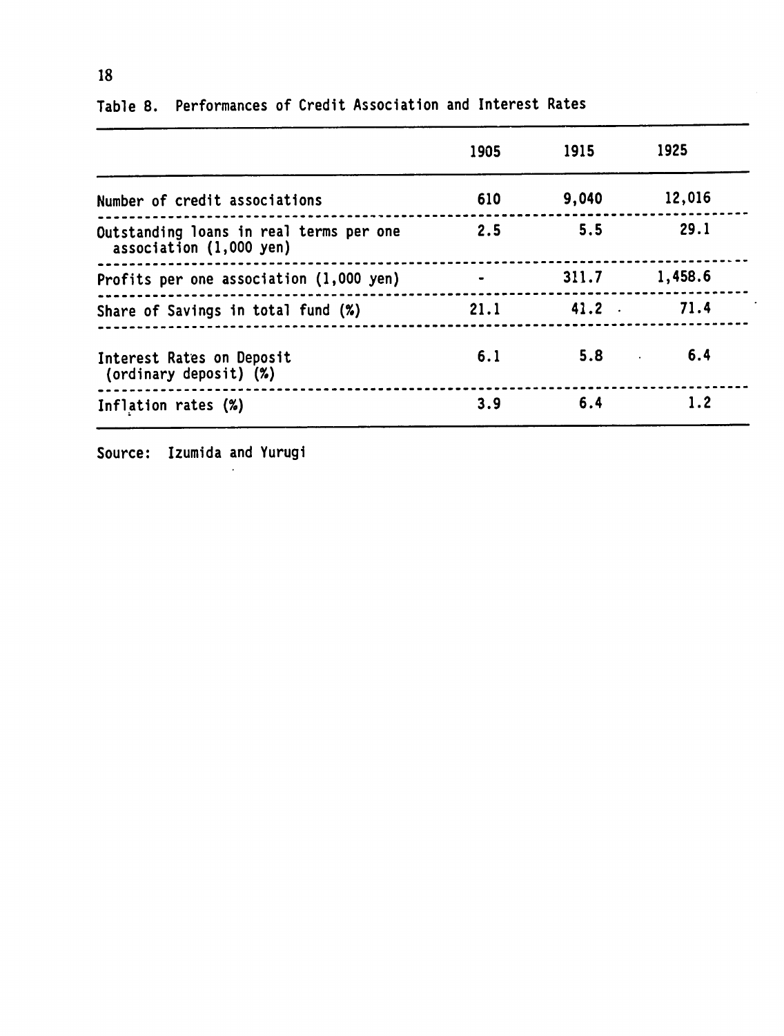Table 8. Performances of Credit Association and Interest Rates

| | 1905 | 1915 | 1925 |
|---|---|---|---|
| Number of credit associations | 610 | 9,040 | 12,016 |
| Outstanding loans in real terms per one association (1,000 yen) | 2.5 | 5.5 | 29.1 |
| Profits per one association (1,000 yen) | - | 311.7 | 1,458.6 |
| Share of Savings in total fund (%) | 21.1 | 41.2 | 71.4 |
| Interest Rates on Deposit (ordinary deposit) (%) | 6.1 | 5.8 | 6.4 |
| Inflation rates (%) | 3.9 | 6.4 | 1.2 |

Source: Izumida and Yurugi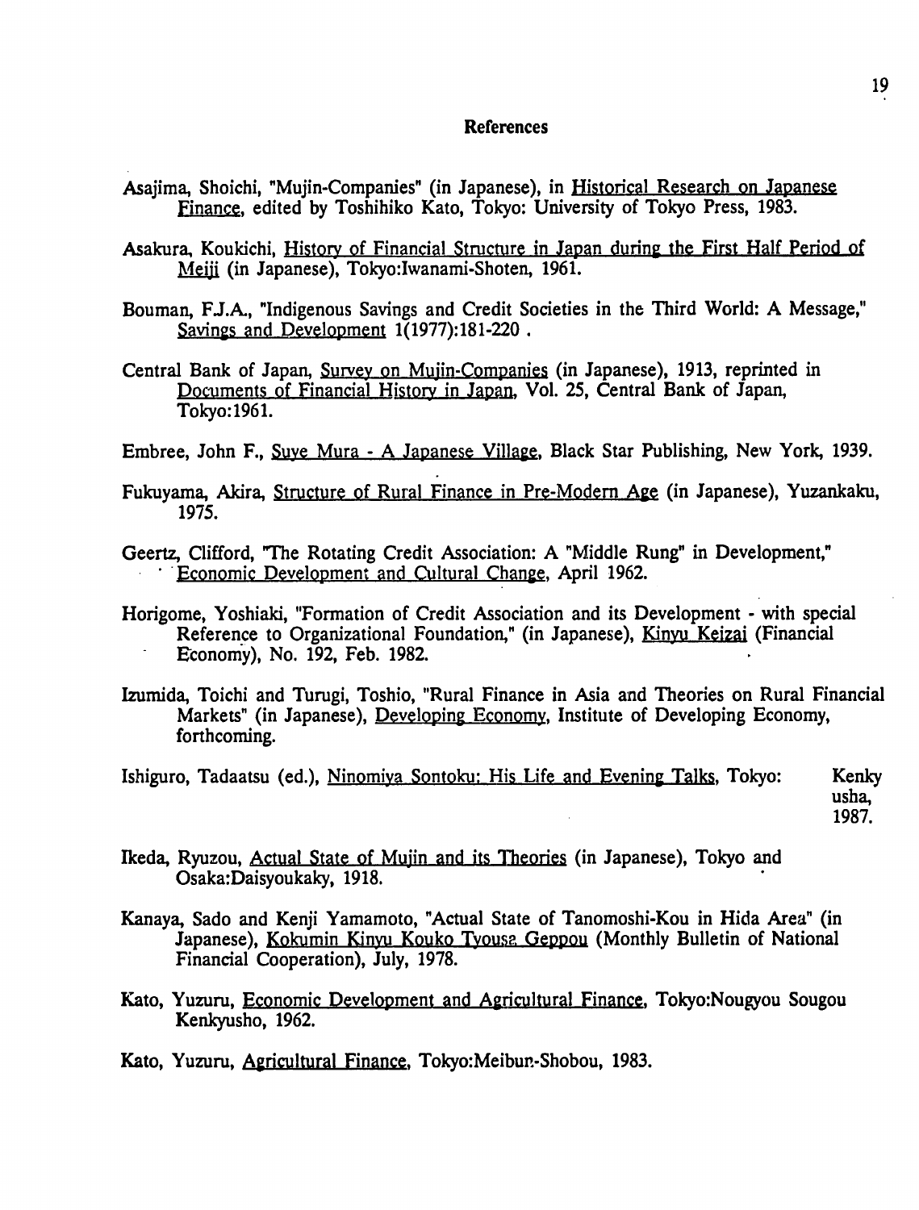## References

Asajima, Shoichi, "Mujin-Companies" (in Japanese), in Historical Research on Japanese Finance, edited by Toshihiko Kato, Tokyo: University of Tokyo Press, 1983.

Asakura, Koukichi, History of Financial Structure in Japan during the First Half Period of Meiji (in Japanese), Tokyo:Iwanami-Shoten, 1961.

Bouman, F.J.A., "Indigenous Savings and Credit Societies in the Third World: A Message," Savings and Development 1(1977):181-220 .

Central Bank of Japan, Survey on Mujin-Companies (in Japanese), 1913, reprinted in Documents of Financial History in Japan, Vol. 25, Central Bank of Japan, Tokyo:1961.

Embree, John F., Suye Mura - A Japanese Village, Black Star Publishing, New York, 1939.

Fukuyama, Akira, Structure of Rural Finance in Pre-Modern Age (in Japanese), Yuzankaku, 1975.

Geertz, Clifford, "The Rotating Credit Association: A "Middle Rung" in Development," Economic Development and Cultural Change, April 1962.

Horigome, Yoshiaki, "Formation of Credit Association and its Development - with special Reference to Organizational Foundation," (in Japanese), Kinyu Keizai (Financial Economy), No. 192, Feb. 1982.

Izumida, Toichi and Turugi, Toshio, "Rural Finance in Asia and Theories on Rural Financial Markets" (in Japanese), Developing Economy, Institute of Developing Economy, forthcoming.

Ishiguro, Tadaatsu (ed.), Ninomiya Sontoku: His Life and Evening Talks, Tokyo: Kenkyusha, 1987.

Ikeda, Ryuzou, Actual State of Mujin and its Theories (in Japanese), Tokyo and Osaka:Daisyoukaky, 1918.

Kanaya, Sado and Kenji Yamamoto, "Actual State of Tanomoshi-Kou in Hida Area" (in Japanese), Kokumin Kinyu Kouko Tyousa Geppou (Monthly Bulletin of National Financial Cooperation), July, 1978.

Kato, Yuzuru, Economic Development and Agricultural Finance, Tokyo:Nougyou Sougou Kenkyusho, 1962.

Kato, Yuzuru, Agricultural Finance, Tokyo:Meibun-Shobou, 1983.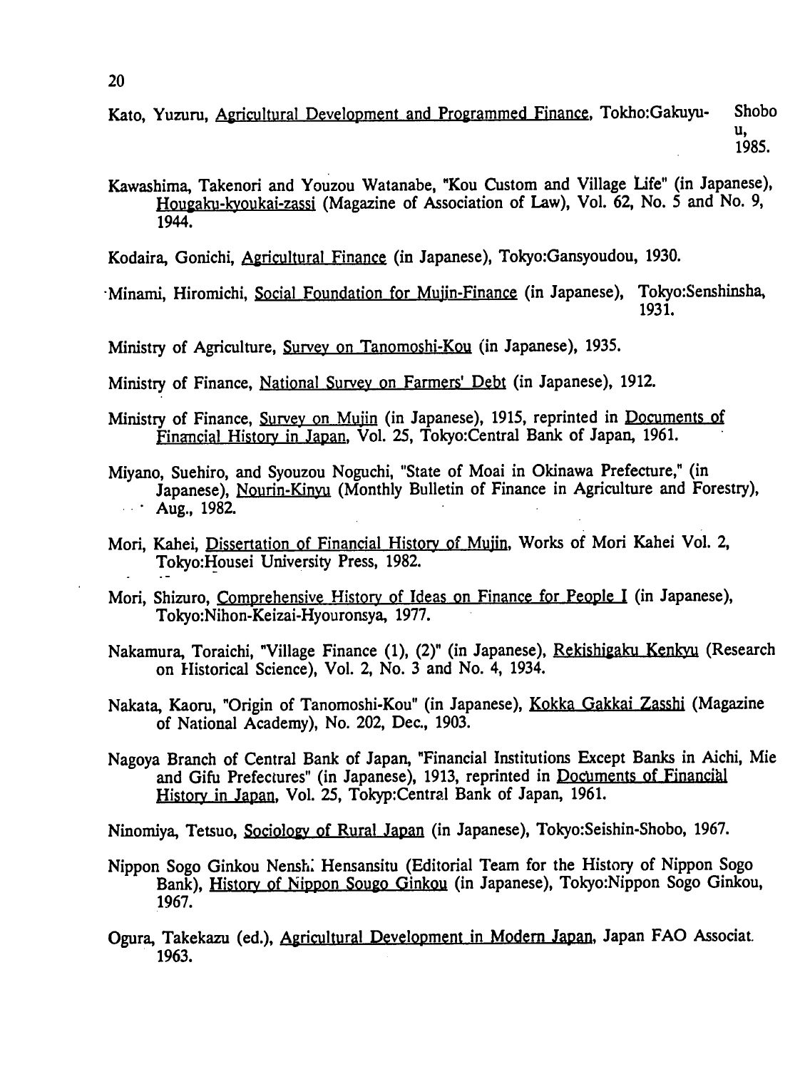Kato, Yuzuru, Agricultural Development and Programmed Finance, Tokho:Gakuyu-Shobou, 1985.

Kawashima, Takenori and Youzou Watanabe, "Kou Custom and Village Life" (in Japanese), Hougaku-kyoukai-zassi (Magazine of Association of Law), Vol. 62, No. 5 and No. 9, 1944.

Kodaira, Gonichi, Agricultural Finance (in Japanese), Tokyo:Gansyoudou, 1930.

Minami, Hiromichi, Social Foundation for Mujin-Finance (in Japanese), Tokyo:Senshinsha, 1931.

Ministry of Agriculture, Survey on Tanomoshi-Kou (in Japanese), 1935.

Ministry of Finance, National Survey on Farmers' Debt (in Japanese), 1912.

Ministry of Finance, Survey on Mujin (in Japanese), 1915, reprinted in Documents of Financial History in Japan, Vol. 25, Tokyo:Central Bank of Japan, 1961.

Miyano, Suehiro, and Syouzou Noguchi, "State of Moai in Okinawa Prefecture," (in Japanese), Nourin-Kinyu (Monthly Bulletin of Finance in Agriculture and Forestry), Aug., 1982.

Mori, Kahei, Dissertation of Financial History of Mujin, Works of Mori Kahei Vol. 2, Tokyo:Housei University Press, 1982.

Mori, Shizuro, Comprehensive History of Ideas on Finance for People I (in Japanese), Tokyo:Nihon-Keizai-Hyouronsya, 1977.

Nakamura, Toraichi, "Village Finance (1), (2)" (in Japanese), Rekishigaku Kenkyu (Research on Historical Science), Vol. 2, No. 3 and No. 4, 1934.

Nakata, Kaoru, "Origin of Tanomoshi-Kou" (in Japanese), Kokka Gakkai Zasshi (Magazine of National Academy), No. 202, Dec., 1903.

Nagoya Branch of Central Bank of Japan, "Financial Institutions Except Banks in Aichi, Mie and Gifu Prefectures" (in Japanese), 1913, reprinted in Documents of Financial History in Japan, Vol. 25, Tokyp:Central Bank of Japan, 1961.

Ninomiya, Tetsuo, Sociology of Rural Japan (in Japanese), Tokyo:Seishin-Shobo, 1967.

Nippon Sogo Ginkou Nenshi Hensansitu (Editorial Team for the History of Nippon Sogo Bank), History of Nippon Sougo Ginkou (in Japanese), Tokyo:Nippon Sogo Ginkou, 1967.

Ogura, Takekazu (ed.), Agricultural Development in Modern Japan, Japan FAO Associat. 1963.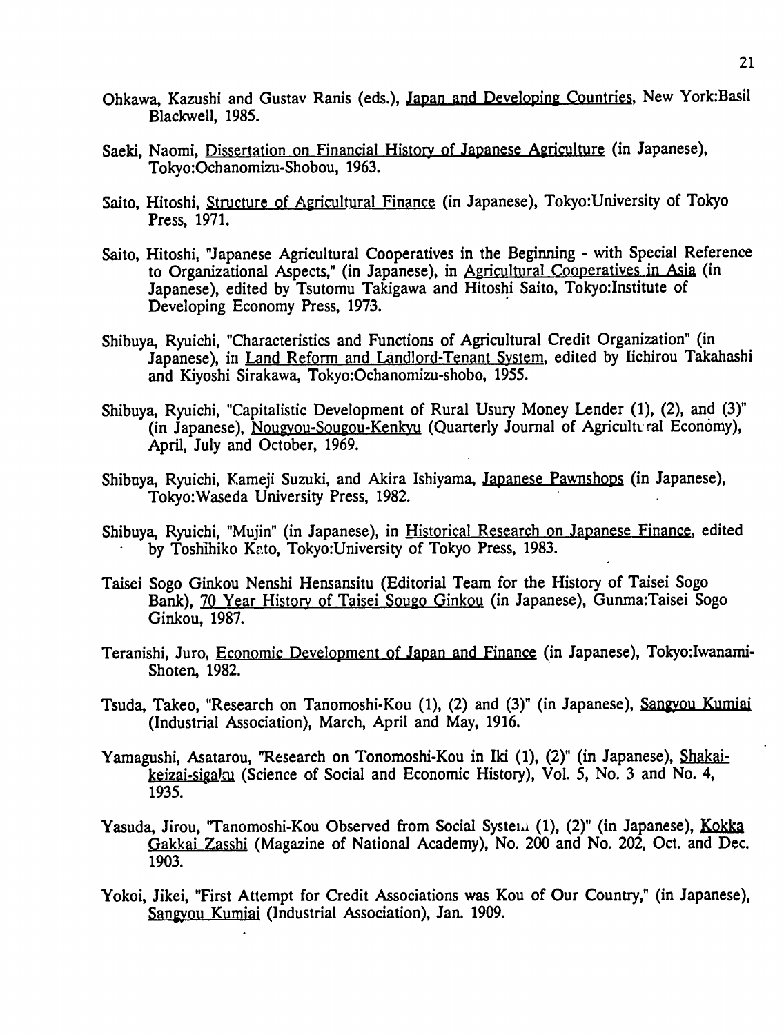Ohkawa, Kazushi and Gustav Ranis (eds.), Japan and Developing Countries, New York:Basil Blackwell, 1985.

Saeki, Naomi, Dissertation on Financial History of Japanese Agriculture (in Japanese), Tokyo:Ochanomizu-Shobou, 1963.

Saito, Hitoshi, Structure of Agricultural Finance (in Japanese), Tokyo:University of Tokyo Press, 1971.

Saito, Hitoshi, "Japanese Agricultural Cooperatives in the Beginning - with Special Reference to Organizational Aspects," (in Japanese), in Agricultural Cooperatives in Asia (in Japanese), edited by Tsutomu Takigawa and Hitoshi Saito, Tokyo:Institute of Developing Economy Press, 1973.

Shibuya, Ryuichi, "Characteristics and Functions of Agricultural Credit Organization" (in Japanese), in Land Reform and Landlord-Tenant System, edited by Iichirou Takahashi and Kiyoshi Sirakawa, Tokyo:Ochanomizu-shobo, 1955.

Shibuya, Ryuichi, "Capitalistic Development of Rural Usury Money Lender (1), (2), and (3)" (in Japanese), Nougyou-Sougou-Kenkyu (Quarterly Journal of Agricultural Economy), April, July and October, 1969.

Shibuya, Ryuichi, Kameji Suzuki, and Akira Ishiyama, Japanese Pawnshops (in Japanese), Tokyo:Waseda University Press, 1982.

Shibuya, Ryuichi, "Mujin" (in Japanese), in Historical Research on Japanese Finance, edited by Toshihiko Kato, Tokyo:University of Tokyo Press, 1983.

Taisei Sogo Ginkou Nenshi Hensansitu (Editorial Team for the History of Taisei Sogo Bank), 70 Year History of Taisei Sougo Ginkou (in Japanese), Gunma:Taisei Sogo Ginkou, 1987.

Teranishi, Juro, Economic Development of Japan and Finance (in Japanese), Tokyo:Iwanami-Shoten, 1982.

Tsuda, Takeo, "Research on Tanomoshi-Kou (1), (2) and (3)" (in Japanese), Sangyou Kumiai (Industrial Association), March, April and May, 1916.

Yamagushi, Asatarou, "Research on Tonomoshi-Kou in Iki (1), (2)" (in Japanese), Shakai-keizai-sigaku (Science of Social and Economic History), Vol. 5, No. 3 and No. 4, 1935.

Yasuda, Jirou, "Tanomoshi-Kou Observed from Social System (1), (2)" (in Japanese), Kokka Gakkai Zasshi (Magazine of National Academy), No. 200 and No. 202, Oct. and Dec. 1903.

Yokoi, Jikei, "First Attempt for Credit Associations was Kou of Our Country," (in Japanese), Sangyou Kumiai (Industrial Association), Jan. 1909.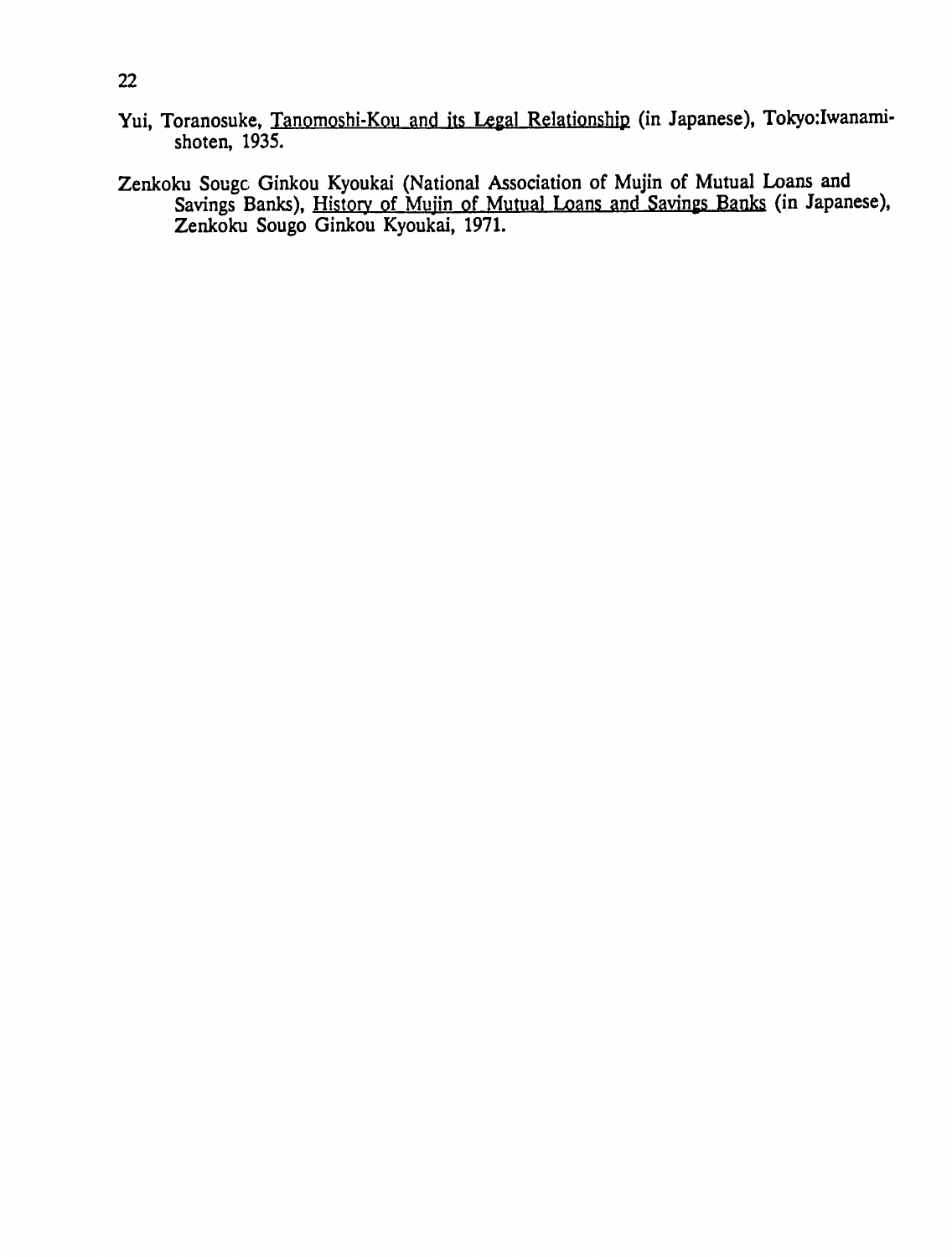Yui, Toranosuke, Tanomoshi-Kou and its Legal Relationship (in Japanese), Tokyo:Iwanami-shoten, 1935.

Zenkoku Sougc Ginkou Kyoukai (National Association of Mujin of Mutual Loans and Savings Banks), History of Mujin of Mutual Loans and Savings Banks (in Japanese), Zenkoku Sougo Ginkou Kyoukai, 1971.